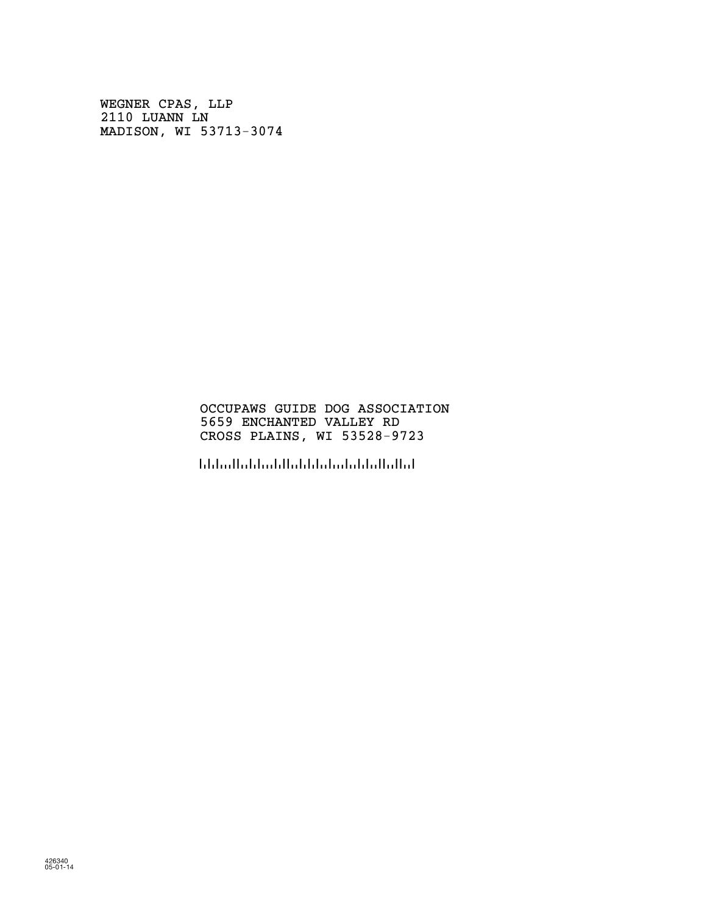WEGNER CPAS, LLP
2110 LUANN LN
MADISON, WI 53713-3074

OCCUPAWS GUIDE DOG ASSOCIATION
5659 ENCHANTED VALLEY RD
CROSS PLAINS, WI 53528-9723

426340
05-01-14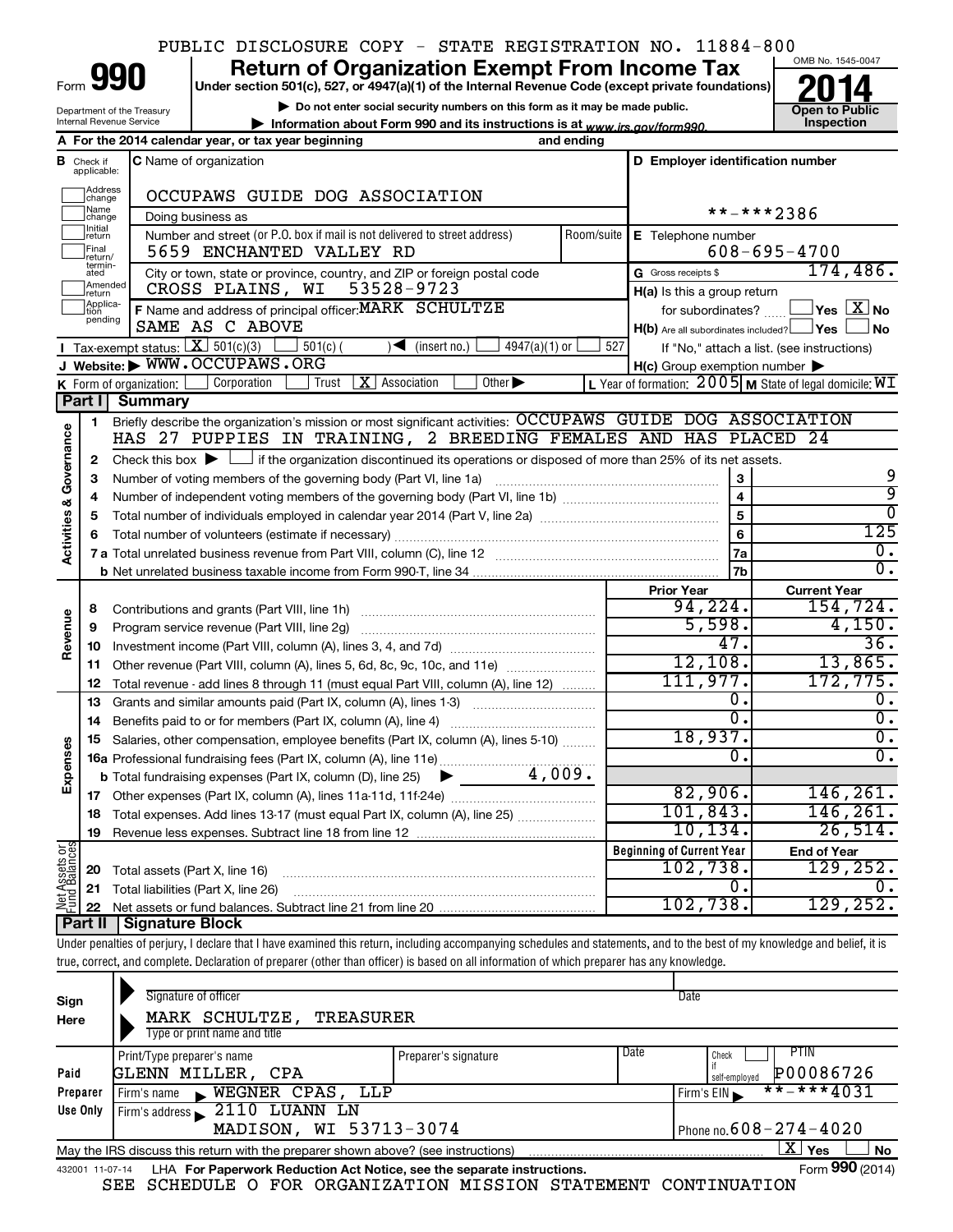PUBLIC DISCLOSURE COPY - STATE REGISTRATION NO. 11884-800

# Form 990 — Return of Organization Exempt From Income Tax (2014)

Under section 501(c), 527, or 4947(a)(1) of the Internal Revenue Code (except private foundations)

▶ Do not enter social security numbers on this form as it may be made public.
▶ Information about Form 990 and its instructions is at www.irs.gov/form990.

Department of the Treasury, Internal Revenue Service — OMB No. 1545-0047 — Open to Public Inspection

**A** For the 2014 calendar year, or tax year beginning and ending

**B** Check if applicable: Address change, Name change, Initial return, Final return/terminated, Amended return, Application pending

**C** Name of organization: OCCUPAWS GUIDE DOG ASSOCIATION

Doing business as

Number and street (or P.O. box if mail is not delivered to street address): 5659 ENCHANTED VALLEY RD — Room/suite

City or town, state or province, country, and ZIP or foreign postal code: CROSS PLAINS, WI 53528-9723

**D** Employer identification number: **-***2386

**E** Telephone number: 608-695-4700

**G** Gross receipts $ 174,486.

**F** Name and address of principal officer: MARK SCHULTZE, SAME AS C ABOVE

**H(a)** Is this a group return for subordinates? ☐ Yes ☒ No

**H(b)** Are all subordinates included? ☐ Yes ☐ No — If "No," attach a list. (see instructions)

**H(c)** Group exemption number ▶

**I** Tax-exempt status: ☒ 501(c)(3) ☐ 501(c) ( ) ◀ (insert no.) ☐ 4947(a)(1) or ☐ 527

**J** Website: ▶ WWW.OCCUPAWS.ORG

**K** Form of organization: ☐ Corporation ☐ Trust ☒ Association ☐ Other ▶

**L** Year of formation: 2005 **M** State of legal domicile: WI

## Part I Summary

**Activities & Governance**

1. Briefly describe the organization's mission or most significant activities: OCCUPAWS GUIDE DOG ASSOCIATION HAS 27 PUPPIES IN TRAINING, 2 BREEDING FEMALES AND HAS PLACED 24
2. Check this box ▶ ☐ if the organization discontinued its operations or disposed of more than 25% of its net assets.

| Line | Description | | Value |
|---|---|---|---|
| 3 | Number of voting members of the governing body (Part VI, line 1a) | 3 | 9 |
| 4 | Number of independent voting members of the governing body (Part VI, line 1b) | 4 | 9 |
| 5 | Total number of individuals employed in calendar year 2014 (Part V, line 2a) | 5 | 0 |
| 6 | Total number of volunteers (estimate if necessary) | 6 | 125 |
| 7a | Total unrelated business revenue from Part VIII, column (C), line 12 | 7a | 0. |
| 7b | Net unrelated business taxable income from Form 990-T, line 34 | 7b | 0. |

| Line | Description | Prior Year | Current Year |
|---|---|---|---|
| **Revenue** | | | |
| 8 | Contributions and grants (Part VIII, line 1h) | 94,224. | 154,724. |
| 9 | Program service revenue (Part VIII, line 2g) | 5,598. | 4,150. |
| 10 | Investment income (Part VIII, column (A), lines 3, 4, and 7d) | 47. | 36. |
| 11 | Other revenue (Part VIII, column (A), lines 5, 6d, 8c, 9c, 10c, and 11e) | 12,108. | 13,865. |
| 12 | Total revenue - add lines 8 through 11 (must equal Part VIII, column (A), line 12) | 111,977. | 172,775. |
| **Expenses** | | | |
| 13 | Grants and similar amounts paid (Part IX, column (A), lines 1-3) | 0. | 0. |
| 14 | Benefits paid to or for members (Part IX, column (A), line 4) | 0. | 0. |
| 15 | Salaries, other compensation, employee benefits (Part IX, column (A), lines 5-10) | 18,937. | 0. |
| 16a | Professional fundraising fees (Part IX, column (A), line 11e) | 0. | 0. |
| b | Total fundraising expenses (Part IX, column (D), line 25) ▶ 4,009. | | |
| 17 | Other expenses (Part IX, column (A), lines 11a-11d, 11f-24e) | 82,906. | 146,261. |
| 18 | Total expenses. Add lines 13-17 (must equal Part IX, column (A), line 25) | 101,843. | 146,261. |
| 19 | Revenue less expenses. Subtract line 18 from line 12 | 10,134. | 26,514. |

| Line | Net Assets or Fund Balances | Beginning of Current Year | End of Year |
|---|---|---|---|
| 20 | Total assets (Part X, line 16) | 102,738. | 129,252. |
| 21 | Total liabilities (Part X, line 26) | 0. | 0. |
| 22 | Net assets or fund balances. Subtract line 21 from line 20 | 102,738. | 129,252. |

## Part II Signature Block

Under penalties of perjury, I declare that I have examined this return, including accompanying schedules and statements, and to the best of my knowledge and belief, it is true, correct, and complete. Declaration of preparer (other than officer) is based on all information of which preparer has any knowledge.

**Sign Here**

Signature of officer — Date

MARK SCHULTZE, TREASURER
Type or print name and title

**Paid Preparer Use Only**

Print/Type preparer's name: GLENN MILLER, CPA — Preparer's signature — Date — Check ☐ if self-employed — PTIN: P00086726

Firm's name ▶ WEGNER CPAS, LLP — Firm's EIN ▶ **-***4031

Firm's address ▶ 2110 LUANN LN, MADISON, WI 53713-3074 — Phone no. 608-274-4020

May the IRS discuss this return with the preparer shown above? (see instructions) ☒ Yes ☐ No

432001 11-07-14 LHA For Paperwork Reduction Act Notice, see the separate instructions. Form **990** (2014)

SEE SCHEDULE O FOR ORGANIZATION MISSION STATEMENT CONTINUATION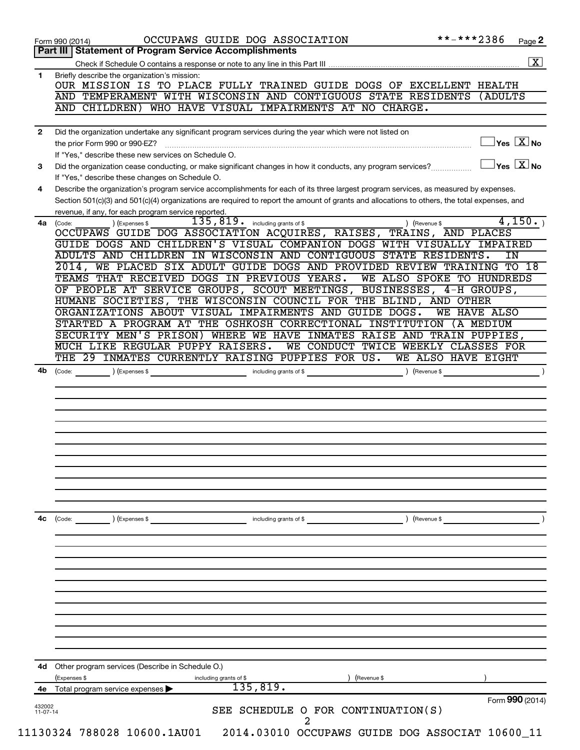Form 990 (2014) OCCUPAWS GUIDE DOG ASSOCIATION **-***2386

## Part III Statement of Program Service Accomplishments

Check if Schedule O contains a response or note to any line in this Part III [X]

**1** Briefly describe the organization's mission:

OUR MISSION IS TO PLACE FULLY TRAINED GUIDE DOGS OF EXCELLENT HEALTH AND TEMPERAMENT WITH WISCONSIN AND CONTIGUOUS STATE RESIDENTS (ADULTS AND CHILDREN) WHO HAVE VISUAL IMPAIRMENTS AT NO CHARGE.

**2** Did the organization undertake any significant program services during the year which were not listed on the prior Form 990 or 990-EZ? [ ] Yes [X] No

If "Yes," describe these new services on Schedule O.

**3** Did the organization cease conducting, or make significant changes in how it conducts, any program services? [ ] Yes [X] No

If "Yes," describe these changes on Schedule O.

**4** Describe the organization's program service accomplishments for each of its three largest program services, as measured by expenses. Section 501(c)(3) and 501(c)(4) organizations are required to report the amount of grants and allocations to others, the total expenses, and revenue, if any, for each program service reported.

**4a** (Code: ) (Expenses $ 135,819. including grants of $ ) (Revenue $ 4,150. )

OCCUPAWS GUIDE DOG ASSOCIATION ACQUIRES, RAISES, TRAINS, AND PLACES GUIDE DOGS AND CHILDREN'S VISUAL COMPANION DOGS WITH VISUALLY IMPAIRED ADULTS AND CHILDREN IN WISCONSIN AND CONTIGUOUS STATE RESIDENTS. IN 2014, WE PLACED SIX ADULT GUIDE DOGS AND PROVIDED REVIEW TRAINING TO 18 TEAMS THAT RECEIVED DOGS IN PREVIOUS YEARS. WE ALSO SPOKE TO HUNDREDS OF PEOPLE AT SERVICE GROUPS, SCOUT MEETINGS, BUSINESSES, 4-H GROUPS, HUMANE SOCIETIES, THE WISCONSIN COUNCIL FOR THE BLIND, AND OTHER ORGANIZATIONS ABOUT VISUAL IMPAIRMENTS AND GUIDE DOGS. WE HAVE ALSO STARTED A PROGRAM AT THE OSHKOSH CORRECTIONAL INSTITUTION (A MEDIUM SECURITY MEN'S PRISON) WHERE WE HAVE INMATES RAISE AND TRAIN PUPPIES, MUCH LIKE REGULAR PUPPY RAISERS. WE CONDUCT TWICE WEEKLY CLASSES FOR THE 29 INMATES CURRENTLY RAISING PUPPIES FOR US. WE ALSO HAVE EIGHT

**4b** (Code: ) (Expenses $ including grants of $ ) (Revenue $ )

**4c** (Code: ) (Expenses $ including grants of $ ) (Revenue $ )

**4d** Other program services (Describe in Schedule O.)

(Expenses $ including grants of $ ) (Revenue $ )

**4e** Total program service expenses ▶ 135,819.

Form **990** (2014)

SEE SCHEDULE O FOR CONTINUATION(S)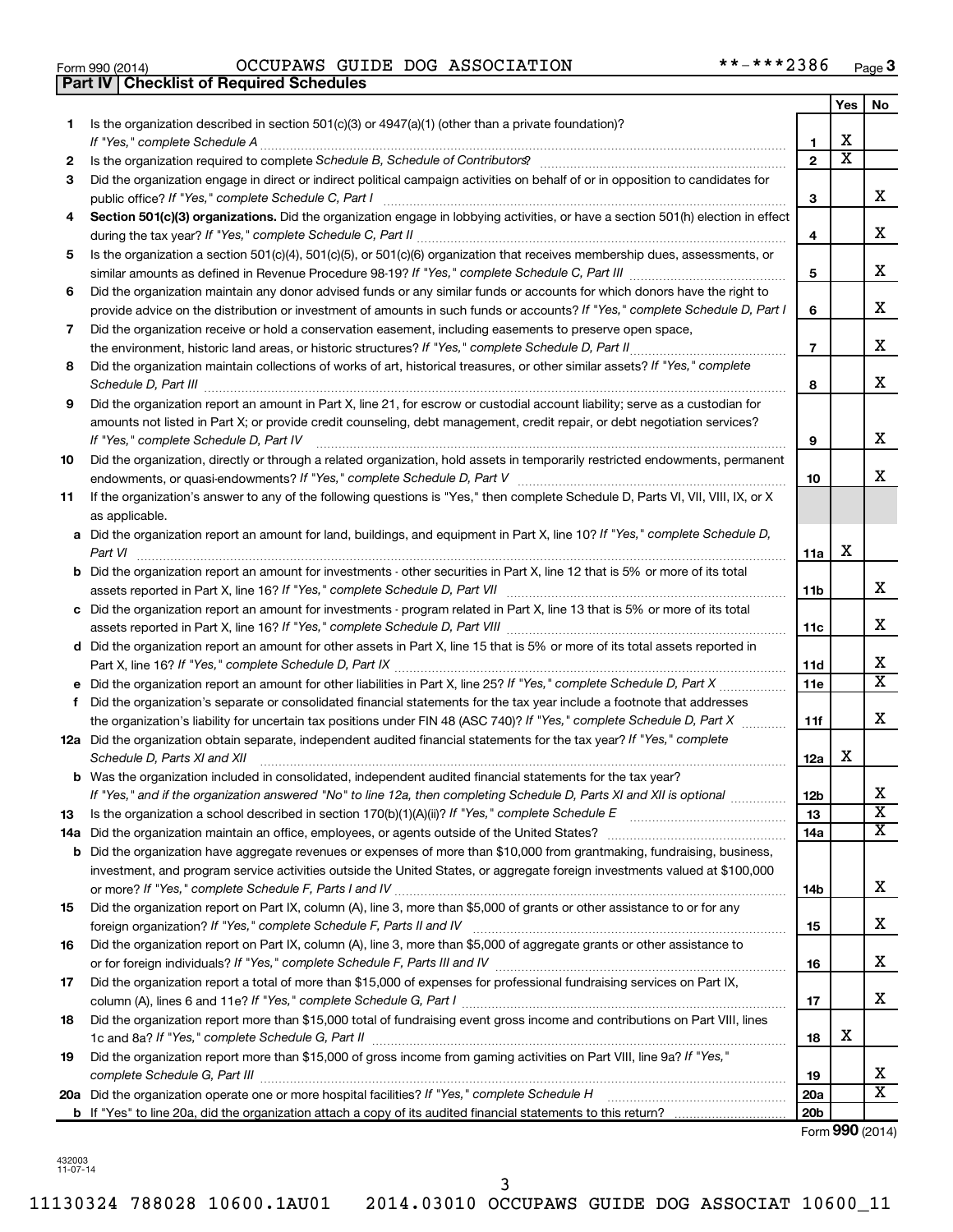Form 990 (2014) OCCUPAWS GUIDE DOG ASSOCIATION **-***2386 Page 3

**Part IV | Checklist of Required Schedules**

| | | | Yes | No |
|---|---|---|---|---|
| 1 | Is the organization described in section 501(c)(3) or 4947(a)(1) (other than a private foundation)? *If "Yes," complete Schedule A* | 1 | X | |
| 2 | Is the organization required to complete *Schedule B, Schedule of Contributors*? | 2 | X | |
| 3 | Did the organization engage in direct or indirect political campaign activities on behalf of or in opposition to candidates for public office? *If "Yes," complete Schedule C, Part I* | 3 | | X |
| 4 | **Section 501(c)(3) organizations.** Did the organization engage in lobbying activities, or have a section 501(h) election in effect during the tax year? *If "Yes," complete Schedule C, Part II* | 4 | | X |
| 5 | Is the organization a section 501(c)(4), 501(c)(5), or 501(c)(6) organization that receives membership dues, assessments, or similar amounts as defined in Revenue Procedure 98-19? *If "Yes," complete Schedule C, Part III* | 5 | | X |
| 6 | Did the organization maintain any donor advised funds or any similar funds or accounts for which donors have the right to provide advice on the distribution or investment of amounts in such funds or accounts? *If "Yes," complete Schedule D, Part I* | 6 | | X |
| 7 | Did the organization receive or hold a conservation easement, including easements to preserve open space, the environment, historic land areas, or historic structures? *If "Yes," complete Schedule D, Part II* | 7 | | X |
| 8 | Did the organization maintain collections of works of art, historical treasures, or other similar assets? *If "Yes," complete Schedule D, Part III* | 8 | | X |
| 9 | Did the organization report an amount in Part X, line 21, for escrow or custodial account liability; serve as a custodian for amounts not listed in Part X; or provide credit counseling, debt management, credit repair, or debt negotiation services? *If "Yes," complete Schedule D, Part IV* | 9 | | X |
| 10 | Did the organization, directly or through a related organization, hold assets in temporarily restricted endowments, permanent endowments, or quasi-endowments? *If "Yes," complete Schedule D, Part V* | 10 | | X |
| 11 | If the organization's answer to any of the following questions is "Yes," then complete Schedule D, Parts VI, VII, VIII, IX, or X as applicable. | | | |
| a | Did the organization report an amount for land, buildings, and equipment in Part X, line 10? *If "Yes," complete Schedule D, Part VI* | 11a | X | |
| b | Did the organization report an amount for investments - other securities in Part X, line 12 that is 5% or more of its total assets reported in Part X, line 16? *If "Yes," complete Schedule D, Part VII* | 11b | | X |
| c | Did the organization report an amount for investments - program related in Part X, line 13 that is 5% or more of its total assets reported in Part X, line 16? *If "Yes," complete Schedule D, Part VIII* | 11c | | X |
| d | Did the organization report an amount for other assets in Part X, line 15 that is 5% or more of its total assets reported in Part X, line 16? *If "Yes," complete Schedule D, Part IX* | 11d | | X |
| e | Did the organization report an amount for other liabilities in Part X, line 25? *If "Yes," complete Schedule D, Part X* | 11e | | X |
| f | Did the organization's separate or consolidated financial statements for the tax year include a footnote that addresses the organization's liability for uncertain tax positions under FIN 48 (ASC 740)? *If "Yes," complete Schedule D, Part X* | 11f | | X |
| 12a | Did the organization obtain separate, independent audited financial statements for the tax year? *If "Yes," complete Schedule D, Parts XI and XII* | 12a | X | |
| b | Was the organization included in consolidated, independent audited financial statements for the tax year? *If "Yes," and if the organization answered "No" to line 12a, then completing Schedule D, Parts XI and XII is optional* | 12b | | X |
| 13 | Is the organization a school described in section 170(b)(1)(A)(ii)? *If "Yes," complete Schedule E* | 13 | | X |
| 14a | Did the organization maintain an office, employees, or agents outside of the United States? | 14a | | X |
| b | Did the organization have aggregate revenues or expenses of more than $10,000 from grantmaking, fundraising, business, investment, and program service activities outside the United States, or aggregate foreign investments valued at $100,000 or more? *If "Yes," complete Schedule F, Parts I and IV* | 14b | | X |
| 15 | Did the organization report on Part IX, column (A), line 3, more than $5,000 of grants or other assistance to or for any foreign organization? *If "Yes," complete Schedule F, Parts II and IV* | 15 | | X |
| 16 | Did the organization report on Part IX, column (A), line 3, more than $5,000 of aggregate grants or other assistance to or for foreign individuals? *If "Yes," complete Schedule F, Parts III and IV* | 16 | | X |
| 17 | Did the organization report a total of more than $15,000 of expenses for professional fundraising services on Part IX, column (A), lines 6 and 11e? *If "Yes," complete Schedule G, Part I* | 17 | | X |
| 18 | Did the organization report more than $15,000 total of fundraising event gross income and contributions on Part VIII, lines 1c and 8a? *If "Yes," complete Schedule G, Part II* | 18 | X | |
| 19 | Did the organization report more than $15,000 of gross income from gaming activities on Part VIII, line 9a? *If "Yes," complete Schedule G, Part III* | 19 | | X |
| 20a | Did the organization operate one or more hospital facilities? *If "Yes," complete Schedule H* | 20a | | X |
| b | If "Yes" to line 20a, did the organization attach a copy of its audited financial statements to this return? | 20b | | |

Form **990** (2014)

432003 11-07-14

11130324 788028 10600.1AU01 2014.03010 OCCUPAWS GUIDE DOG ASSOCIAT 10600_11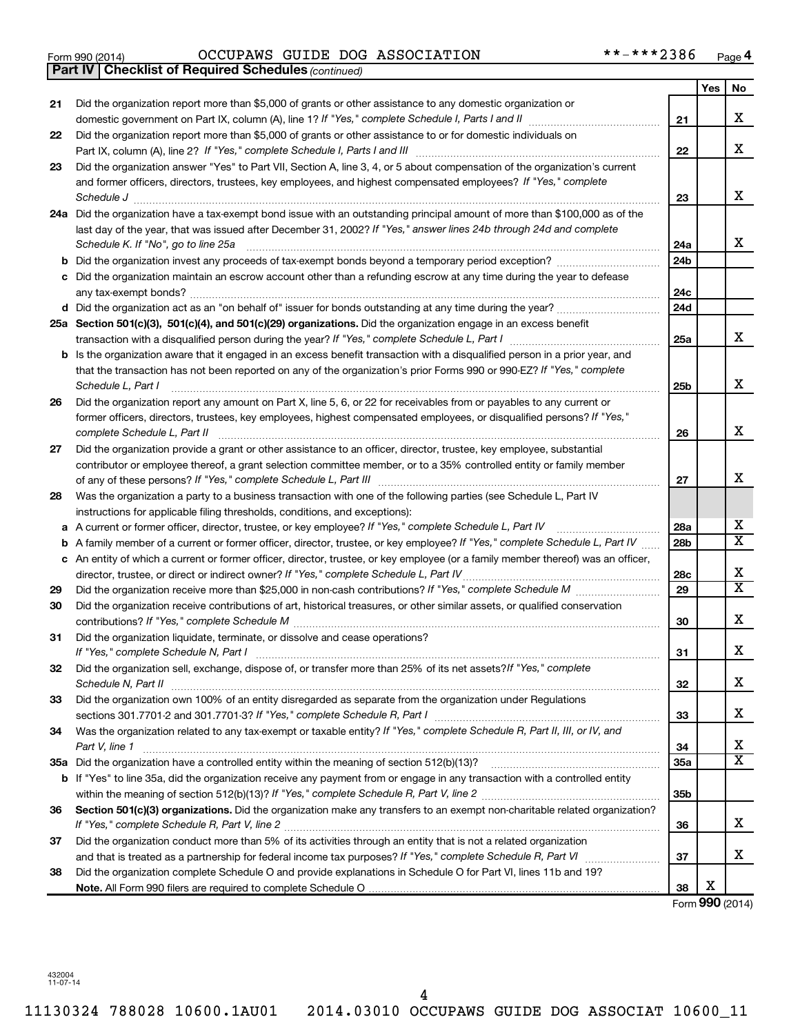Form 990 (2014) OCCUPAWS GUIDE DOG ASSOCIATION **-***2386 Page 4

**Part IV | Checklist of Required Schedules** *(continued)*

| | | | Yes | No |
|---|---|---|---|---|
| 21 | Did the organization report more than $5,000 of grants or other assistance to any domestic organization or domestic government on Part IX, column (A), line 1? *If "Yes," complete Schedule I, Parts I and II* | 21 | | X |
| 22 | Did the organization report more than $5,000 of grants or other assistance to or for domestic individuals on Part IX, column (A), line 2? *If "Yes," complete Schedule I, Parts I and III* | 22 | | X |
| 23 | Did the organization answer "Yes" to Part VII, Section A, line 3, 4, or 5 about compensation of the organization's current and former officers, directors, trustees, key employees, and highest compensated employees? *If "Yes," complete Schedule J* | 23 | | X |
| 24a | Did the organization have a tax-exempt bond issue with an outstanding principal amount of more than $100,000 as of the last day of the year, that was issued after December 31, 2002? *If "Yes," answer lines 24b through 24d and complete Schedule K. If "No", go to line 25a* | 24a | | X |
| b | Did the organization invest any proceeds of tax-exempt bonds beyond a temporary period exception? | 24b | | |
| c | Did the organization maintain an escrow account other than a refunding escrow at any time during the year to defease any tax-exempt bonds? | 24c | | |
| d | Did the organization act as an "on behalf of" issuer for bonds outstanding at any time during the year? | 24d | | |
| 25a | **Section 501(c)(3), 501(c)(4), and 501(c)(29) organizations.** Did the organization engage in an excess benefit transaction with a disqualified person during the year? *If "Yes," complete Schedule L, Part I* | 25a | | X |
| b | Is the organization aware that it engaged in an excess benefit transaction with a disqualified person in a prior year, and that the transaction has not been reported on any of the organization's prior Forms 990 or 990-EZ? *If "Yes," complete Schedule L, Part I* | 25b | | X |
| 26 | Did the organization report any amount on Part X, line 5, 6, or 22 for receivables from or payables to any current or former officers, directors, trustees, key employees, highest compensated employees, or disqualified persons? *If "Yes," complete Schedule L, Part II* | 26 | | X |
| 27 | Did the organization provide a grant or other assistance to an officer, director, trustee, key employee, substantial contributor or employee thereof, a grant selection committee member, or to a 35% controlled entity or family member of any of these persons? *If "Yes," complete Schedule L, Part III* | 27 | | X |
| 28 | Was the organization a party to a business transaction with one of the following parties (see Schedule L, Part IV instructions for applicable filing thresholds, conditions, and exceptions): | | | |
| a | A current or former officer, director, trustee, or key employee? *If "Yes," complete Schedule L, Part IV* | 28a | | X |
| b | A family member of a current or former officer, director, trustee, or key employee? *If "Yes," complete Schedule L, Part IV* | 28b | | X |
| c | An entity of which a current or former officer, director, trustee, or key employee (or a family member thereof) was an officer, director, trustee, or direct or indirect owner? *If "Yes," complete Schedule L, Part IV* | 28c | | X |
| 29 | Did the organization receive more than $25,000 in non-cash contributions? *If "Yes," complete Schedule M* | 29 | | X |
| 30 | Did the organization receive contributions of art, historical treasures, or other similar assets, or qualified conservation contributions? *If "Yes," complete Schedule M* | 30 | | X |
| 31 | Did the organization liquidate, terminate, or dissolve and cease operations? *If "Yes," complete Schedule N, Part I* | 31 | | X |
| 32 | Did the organization sell, exchange, dispose of, or transfer more than 25% of its net assets? *If "Yes," complete Schedule N, Part II* | 32 | | X |
| 33 | Did the organization own 100% of an entity disregarded as separate from the organization under Regulations sections 301.7701-2 and 301.7701-3? *If "Yes," complete Schedule R, Part I* | 33 | | X |
| 34 | Was the organization related to any tax-exempt or taxable entity? *If "Yes," complete Schedule R, Part II, III, or IV, and Part V, line 1* | 34 | | X |
| 35a | Did the organization have a controlled entity within the meaning of section 512(b)(13)? | 35a | | X |
| b | If "Yes" to line 35a, did the organization receive any payment from or engage in any transaction with a controlled entity within the meaning of section 512(b)(13)? *If "Yes," complete Schedule R, Part V, line 2* | 35b | | |
| 36 | **Section 501(c)(3) organizations.** Did the organization make any transfers to an exempt non-charitable related organization? *If "Yes," complete Schedule R, Part V, line 2* | 36 | | X |
| 37 | Did the organization conduct more than 5% of its activities through an entity that is not a related organization and that is treated as a partnership for federal income tax purposes? *If "Yes," complete Schedule R, Part VI* | 37 | | X |
| 38 | Did the organization complete Schedule O and provide explanations in Schedule O for Part VI, lines 11b and 19? **Note.** All Form 990 filers are required to complete Schedule O | 38 | X | |

Form **990** (2014)

432004
11-07-14

11130324 788028 10600.1AU01 2014.03010 OCCUPAWS GUIDE DOG ASSOCIAT 10600_11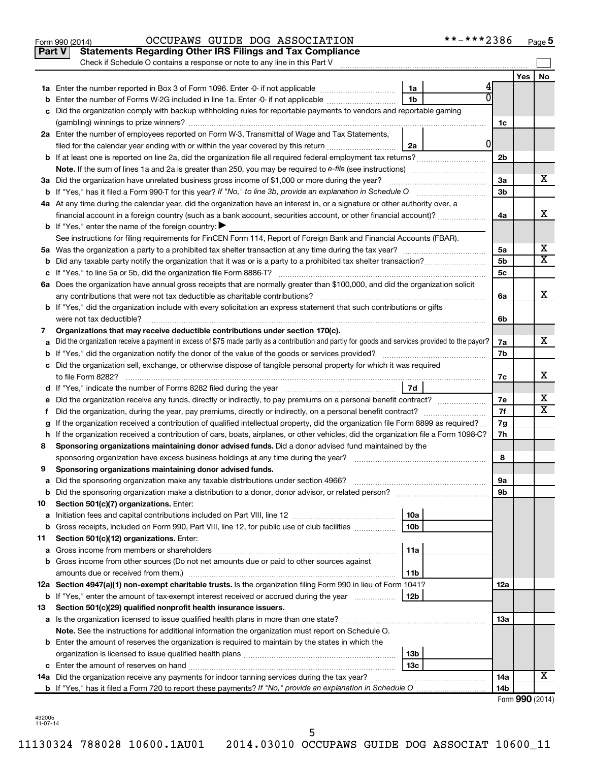Form 990 (2014) OCCUPAWS GUIDE DOG ASSOCIATION **-***2386 Page 5

## Part V Statements Regarding Other IRS Filings and Tax Compliance

Check if Schedule O contains a response or note to any line in this Part V

| | | | | | Yes | No |
|---|---|---|---|---|---|---|
| **1a** | Enter the number reported in Box 3 of Form 1096. Enter -0- if not applicable | 1a | 4 | | | |
| **b** | Enter the number of Forms W-2G included in line 1a. Enter -0- if not applicable | 1b | 0 | | | |
| **c** | Did the organization comply with backup withholding rules for reportable payments to vendors and reportable gaming (gambling) winnings to prize winners? | | | 1c | | |
| **2a** | Enter the number of employees reported on Form W-3, Transmittal of Wage and Tax Statements, filed for the calendar year ending with or within the year covered by this return | 2a | 0 | | | |
| **b** | If at least one is reported on line 2a, did the organization file all required federal employment tax returns? | | | 2b | | |
| | **Note.** If the sum of lines 1a and 2a is greater than 250, you may be required to *e-file* (see instructions) | | | | | |
| **3a** | Did the organization have unrelated business gross income of $1,000 or more during the year? | | | 3a | | X |
| **b** | If "Yes," has it filed a Form 990-T for this year? *If "No," to line 3b, provide an explanation in Schedule O* | | | 3b | | |
| **4a** | At any time during the calendar year, did the organization have an interest in, or a signature or other authority over, a financial account in a foreign country (such as a bank account, securities account, or other financial account)? | | | 4a | | X |
| **b** | If "Yes," enter the name of the foreign country: ▶ | | | | | |
| | See instructions for filing requirements for FinCEN Form 114, Report of Foreign Bank and Financial Accounts (FBAR). | | | | | |
| **5a** | Was the organization a party to a prohibited tax shelter transaction at any time during the tax year? | | | 5a | | X |
| **b** | Did any taxable party notify the organization that it was or is a party to a prohibited tax shelter transaction? | | | 5b | | X |
| **c** | If "Yes," to line 5a or 5b, did the organization file Form 8886-T? | | | 5c | | |
| **6a** | Does the organization have annual gross receipts that are normally greater than $100,000, and did the organization solicit any contributions that were not tax deductible as charitable contributions? | | | 6a | | X |
| **b** | If "Yes," did the organization include with every solicitation an express statement that such contributions or gifts were not tax deductible? | | | 6b | | |
| **7** | **Organizations that may receive deductible contributions under section 170(c).** | | | | | |
| **a** | Did the organization receive a payment in excess of $75 made partly as a contribution and partly for goods and services provided to the payor? | | | 7a | | X |
| **b** | If "Yes," did the organization notify the donor of the value of the goods or services provided? | | | 7b | | |
| **c** | Did the organization sell, exchange, or otherwise dispose of tangible personal property for which it was required to file Form 8282? | | | 7c | | X |
| **d** | If "Yes," indicate the number of Forms 8282 filed during the year | 7d | | | | |
| **e** | Did the organization receive any funds, directly or indirectly, to pay premiums on a personal benefit contract? | | | 7e | | X |
| **f** | Did the organization, during the year, pay premiums, directly or indirectly, on a personal benefit contract? | | | 7f | | X |
| **g** | If the organization received a contribution of qualified intellectual property, did the organization file Form 8899 as required? | | | 7g | | |
| **h** | If the organization received a contribution of cars, boats, airplanes, or other vehicles, did the organization file a Form 1098-C? | | | 7h | | |
| **8** | **Sponsoring organizations maintaining donor advised funds.** Did a donor advised fund maintained by the sponsoring organization have excess business holdings at any time during the year? | | | 8 | | |
| **9** | **Sponsoring organizations maintaining donor advised funds.** | | | | | |
| **a** | Did the sponsoring organization make any taxable distributions under section 4966? | | | 9a | | |
| **b** | Did the sponsoring organization make a distribution to a donor, donor advisor, or related person? | | | 9b | | |
| **10** | **Section 501(c)(7) organizations.** Enter: | | | | | |
| **a** | Initiation fees and capital contributions included on Part VIII, line 12 | 10a | | | | |
| **b** | Gross receipts, included on Form 990, Part VIII, line 12, for public use of club facilities | 10b | | | | |
| **11** | **Section 501(c)(12) organizations.** Enter: | | | | | |
| **a** | Gross income from members or shareholders | 11a | | | | |
| **b** | Gross income from other sources (Do not net amounts due or paid to other sources against amounts due or received from them.) | 11b | | | | |
| **12a** | **Section 4947(a)(1) non-exempt charitable trusts.** Is the organization filing Form 990 in lieu of Form 1041? | | | 12a | | |
| **b** | If "Yes," enter the amount of tax-exempt interest received or accrued during the year | 12b | | | | |
| **13** | **Section 501(c)(29) qualified nonprofit health insurance issuers.** | | | | | |
| **a** | Is the organization licensed to issue qualified health plans in more than one state? | | | 13a | | |
| | **Note.** See the instructions for additional information the organization must report on Schedule O. | | | | | |
| **b** | Enter the amount of reserves the organization is required to maintain by the states in which the organization is licensed to issue qualified health plans | 13b | | | | |
| **c** | Enter the amount of reserves on hand | 13c | | | | |
| **14a** | Did the organization receive any payments for indoor tanning services during the tax year? | | | 14a | | X |
| **b** | If "Yes," has it filed a Form 720 to report these payments? *If "No," provide an explanation in Schedule O* | | | 14b | | |

Form **990** (2014)

432005
11-07-14

11130324 788028 10600.1AU01 2014.03010 OCCUPAWS GUIDE DOG ASSOCIAT 10600_11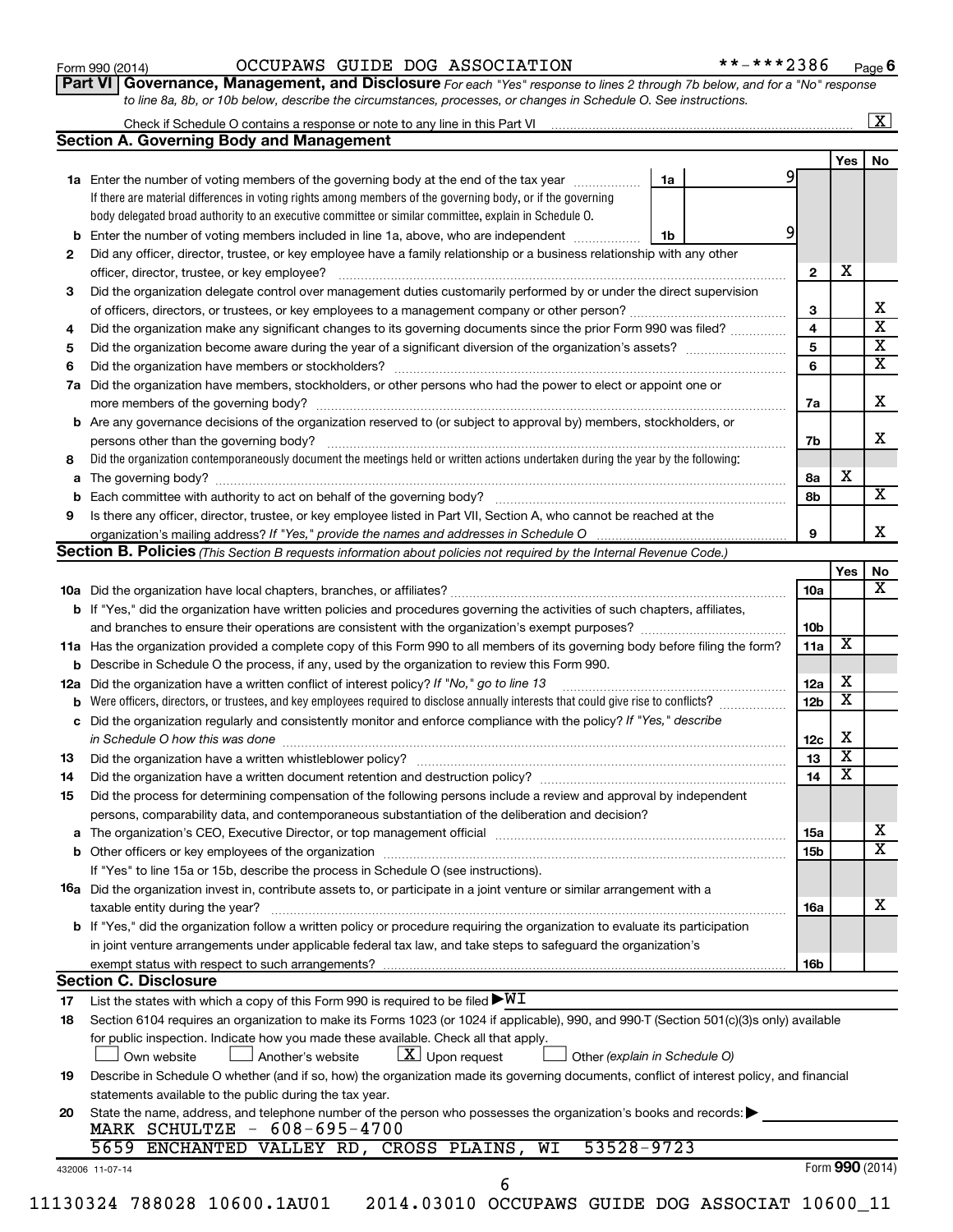Form 990 (2014) OCCUPAWS GUIDE DOG ASSOCIATION **-***2386 Page 6

**Part VI | Governance, Management, and Disclosure** *For each "Yes" response to lines 2 through 7b below, and for a "No" response to line 8a, 8b, or 10b below, describe the circumstances, processes, or changes in Schedule O. See instructions.*

Check if Schedule O contains a response or note to any line in this Part VI [X]

## Section A. Governing Body and Management

| | | | | Yes | No |
|---|---|---|---|---|---|
| **1a** | Enter the number of voting members of the governing body at the end of the tax year | 1a | 9 | | |
| | If there are material differences in voting rights among members of the governing body, or if the governing body delegated broad authority to an executive committee or similar committee, explain in Schedule O. | | | | |
| **b** | Enter the number of voting members included in line 1a, above, who are independent | 1b | 9 | | |
| **2** | Did any officer, director, trustee, or key employee have a family relationship or a business relationship with any other officer, director, trustee, or key employee? | | 2 | X | |
| **3** | Did the organization delegate control over management duties customarily performed by or under the direct supervision of officers, directors, or trustees, or key employees to a management company or other person? | | 3 | | X |
| **4** | Did the organization make any significant changes to its governing documents since the prior Form 990 was filed? | | 4 | | X |
| **5** | Did the organization become aware during the year of a significant diversion of the organization's assets? | | 5 | | X |
| **6** | Did the organization have members or stockholders? | | 6 | | X |
| **7a** | Did the organization have members, stockholders, or other persons who had the power to elect or appoint one or more members of the governing body? | | 7a | | X |
| **b** | Are any governance decisions of the organization reserved to (or subject to approval by) members, stockholders, or persons other than the governing body? | | 7b | | X |
| **8** | Did the organization contemporaneously document the meetings held or written actions undertaken during the year by the following: | | | | |
| **a** | The governing body? | | 8a | X | |
| **b** | Each committee with authority to act on behalf of the governing body? | | 8b | | X |
| **9** | Is there any officer, director, trustee, or key employee listed in Part VII, Section A, who cannot be reached at the organization's mailing address? *If "Yes," provide the names and addresses in Schedule O* | | 9 | | X |

## Section B. Policies *(This Section B requests information about policies not required by the Internal Revenue Code.)*

| | | | Yes | No |
|---|---|---|---|---|
| **10a** | Did the organization have local chapters, branches, or affiliates? | 10a | | X |
| **b** | If "Yes," did the organization have written policies and procedures governing the activities of such chapters, affiliates, and branches to ensure their operations are consistent with the organization's exempt purposes? | 10b | | |
| **11a** | Has the organization provided a complete copy of this Form 990 to all members of its governing body before filing the form? | 11a | X | |
| **b** | Describe in Schedule O the process, if any, used by the organization to review this Form 990. | | | |
| **12a** | Did the organization have a written conflict of interest policy? *If "No," go to line 13* | 12a | X | |
| **b** | Were officers, directors, or trustees, and key employees required to disclose annually interests that could give rise to conflicts? | 12b | X | |
| **c** | Did the organization regularly and consistently monitor and enforce compliance with the policy? *If "Yes," describe in Schedule O how this was done* | 12c | X | |
| **13** | Did the organization have a written whistleblower policy? | 13 | X | |
| **14** | Did the organization have a written document retention and destruction policy? | 14 | X | |
| **15** | Did the process for determining compensation of the following persons include a review and approval by independent persons, comparability data, and contemporaneous substantiation of the deliberation and decision? | | | |
| **a** | The organization's CEO, Executive Director, or top management official | 15a | | X |
| **b** | Other officers or key employees of the organization | 15b | | X |
| | If "Yes" to line 15a or 15b, describe the process in Schedule O (see instructions). | | | |
| **16a** | Did the organization invest in, contribute assets to, or participate in a joint venture or similar arrangement with a taxable entity during the year? | 16a | | X |
| **b** | If "Yes," did the organization follow a written policy or procedure requiring the organization to evaluate its participation in joint venture arrangements under applicable federal tax law, and take steps to safeguard the organization's exempt status with respect to such arrangements? | 16b | | |

## Section C. Disclosure

**17** List the states with which a copy of this Form 990 is required to be filed ▶ WI

**18** Section 6104 requires an organization to make its Forms 1023 (or 1024 if applicable), 990, and 990-T (Section 501(c)(3)s only) available for public inspection. Indicate how you made these available. Check all that apply.

[ ] Own website [ ] Another's website [X] Upon request [ ] Other *(explain in Schedule O)*

**19** Describe in Schedule O whether (and if so, how) the organization made its governing documents, conflict of interest policy, and financial statements available to the public during the tax year.

**20** State the name, address, and telephone number of the person who possesses the organization's books and records: ▶

MARK SCHULTZE - 608-695-4700
5659 ENCHANTED VALLEY RD, CROSS PLAINS, WI 53528-9723

432006 11-07-14 Form **990** (2014)

11130324 788028 10600.1AU01 2014.03010 OCCUPAWS GUIDE DOG ASSOCIAT 10600_11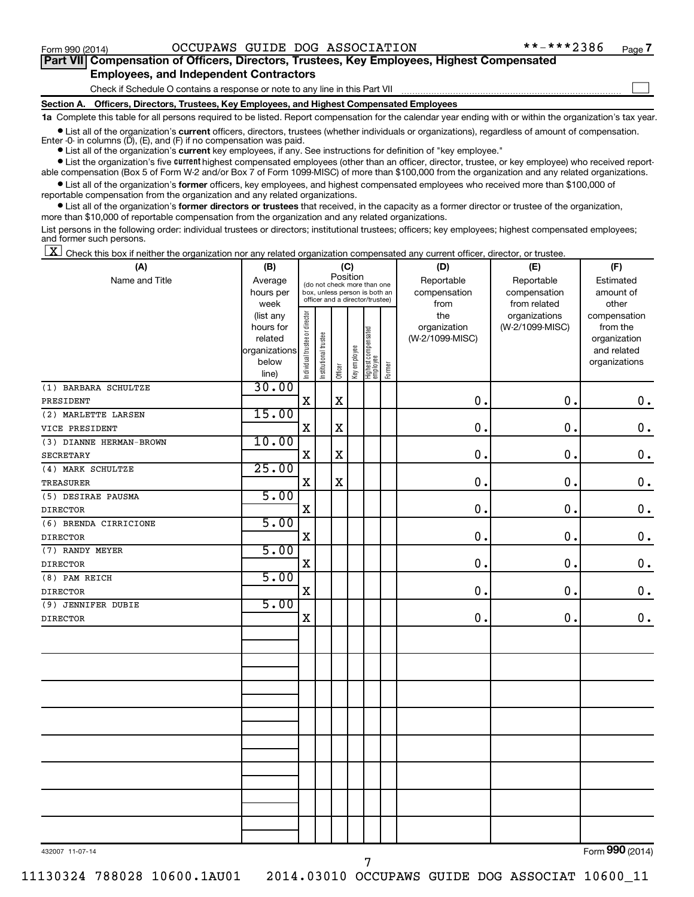Form 990 (2014) OCCUPAWS GUIDE DOG ASSOCIATION **-***2386

## Part VII Compensation of Officers, Directors, Trustees, Key Employees, Highest Compensated Employees, and Independent Contractors

Check if Schedule O contains a response or note to any line in this Part VII

### Section A. Officers, Directors, Trustees, Key Employees, and Highest Compensated Employees

**1a** Complete this table for all persons required to be listed. Report compensation for the calendar year ending with or within the organization's tax year.

- List all of the organization's **current** officers, directors, trustees (whether individuals or organizations), regardless of amount of compensation. Enter -0- in columns (D), (E), and (F) if no compensation was paid.
- List all of the organization's **current** key employees, if any. See instructions for definition of "key employee."
- List the organization's five **current** highest compensated employees (other than an officer, director, trustee, or key employee) who received reportable compensation (Box 5 of Form W-2 and/or Box 7 of Form 1099-MISC) of more than $100,000 from the organization and any related organizations.
- List all of the organization's **former** officers, key employees, and highest compensated employees who received more than $100,000 of reportable compensation from the organization and any related organizations.
- List all of the organization's **former directors or trustees** that received, in the capacity as a former director or trustee of the organization, more than $10,000 of reportable compensation from the organization and any related organizations.

List persons in the following order: individual trustees or directors; institutional trustees; officers; key employees; highest compensated employees; and former such persons.

[X] Check this box if neither the organization nor any related organization compensated any current officer, director, or trustee.

| (A) Name and Title | (B) Average hours per week (list any hours for related organizations below line) | (C) Position: Individual trustee or director | Institutional trustee | Officer | Key employee | Highest compensated employee | Former | (D) Reportable compensation from the organization (W-2/1099-MISC) | (E) Reportable compensation from related organizations (W-2/1099-MISC) | (F) Estimated amount of other compensation from the organization and related organizations |
|---|---|---|---|---|---|---|---|---|---|---|
| (1) BARBARA SCHULTZE<br>PRESIDENT | 30.00 | X | | X | | | | 0. | 0. | 0. |
| (2) MARLETTE LARSEN<br>VICE PRESIDENT | 15.00 | X | | X | | | | 0. | 0. | 0. |
| (3) DIANNE HERMAN-BROWN<br>SECRETARY | 10.00 | X | | X | | | | 0. | 0. | 0. |
| (4) MARK SCHULTZE<br>TREASURER | 25.00 | X | | X | | | | 0. | 0. | 0. |
| (5) DESIRAE PAUSMA<br>DIRECTOR | 5.00 | X | | | | | | 0. | 0. | 0. |
| (6) BRENDA CIRRICIONE<br>DIRECTOR | 5.00 | X | | | | | | 0. | 0. | 0. |
| (7) RANDY MEYER<br>DIRECTOR | 5.00 | X | | | | | | 0. | 0. | 0. |
| (8) PAM REICH<br>DIRECTOR | 5.00 | X | | | | | | 0. | 0. | 0. |
| (9) JENNIFER DUBIE<br>DIRECTOR | 5.00 | X | | | | | | 0. | 0. | 0. |

432007 11-07-14 Form **990** (2014)

11130324 788028 10600.1AU01 2014.03010 OCCUPAWS GUIDE DOG ASSOCIAT 10600_11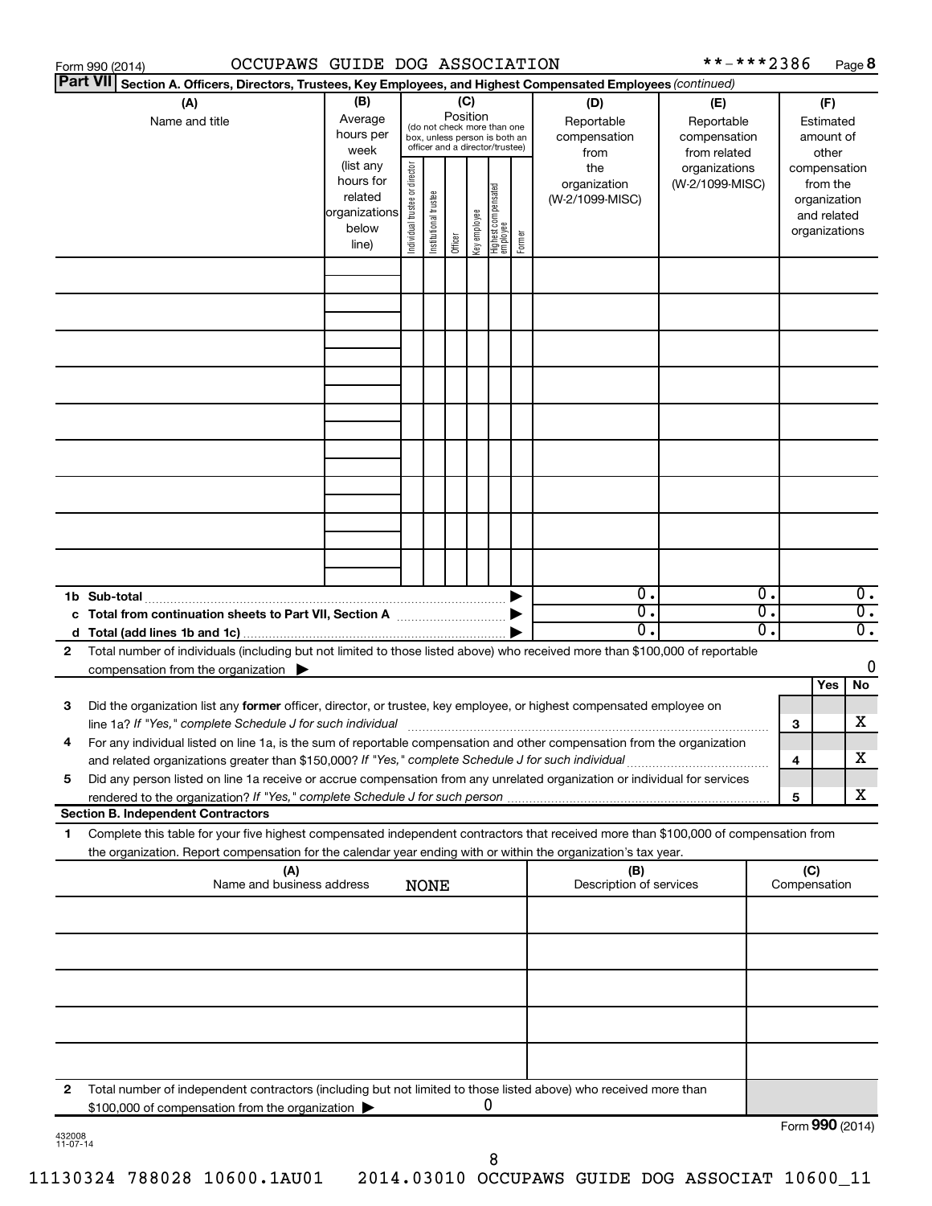Form 990 (2014) OCCUPAWS GUIDE DOG ASSOCIATION **-***2386 Page 8

**Part VII Section A. Officers, Directors, Trustees, Key Employees, and Highest Compensated Employees** *(continued)*

| (A) Name and title | (B) Average hours per week (list any hours for related organizations below line) | (C) Position (do not check more than one box, unless person is both an officer and a director/trustee): Individual trustee or director | Institutional trustee | Officer | Key employee | Highest compensated employee | Former | (D) Reportable compensation from the organization (W-2/1099-MISC) | (E) Reportable compensation from related organizations (W-2/1099-MISC) | (F) Estimated amount of other compensation from the organization and related organizations |
|---|---|---|---|---|---|---|---|---|---|---|
| | | | | | | | | | | |
| | | | | | | | | | | |
| | | | | | | | | | | |
| | | | | | | | | | | |
| | | | | | | | | | | |
| | | | | | | | | | | |
| | | | | | | | | | | |
| | | | | | | | | | | |
| | | | | | | | | | | |
| **1b Sub-total** | | | | | | | ▶ | 0. | 0. | 0. |
| **c Total from continuation sheets to Part VII, Section A** | | | | | | | ▶ | 0. | 0. | 0. |
| **d Total (add lines 1b and 1c)** | | | | | | | ▶ | 0. | 0. | 0. |

**2** Total number of individuals (including but not limited to those listed above) who received more than $100,000 of reportable compensation from the organization ▶ 0

| | | | Yes | No |
|---|---|---|---|---|
| **3** | Did the organization list any **former** officer, director, or trustee, key employee, or highest compensated employee on line 1a? *If "Yes," complete Schedule J for such individual* | **3** | | X |
| **4** | For any individual listed on line 1a, is the sum of reportable compensation and other compensation from the organization and related organizations greater than $150,000? *If "Yes," complete Schedule J for such individual* | **4** | | X |
| **5** | Did any person listed on line 1a receive or accrue compensation from any unrelated organization or individual for services rendered to the organization? *If "Yes," complete Schedule J for such person* | **5** | | X |

**Section B. Independent Contractors**

**1** Complete this table for your five highest compensated independent contractors that received more than $100,000 of compensation from the organization. Report compensation for the calendar year ending with or within the organization's tax year.

| (A) Name and business address | (B) Description of services | (C) Compensation |
|---|---|---|
| NONE | | |
| | | |
| | | |
| | | |
| | | |

**2** Total number of independent contractors (including but not limited to those listed above) who received more than $100,000 of compensation from the organization ▶ 0

Form **990** (2014)

432008 11-07-14

11130324 788028 10600.1AU01 2014.03010 OCCUPAWS GUIDE DOG ASSOCIAT 10600_11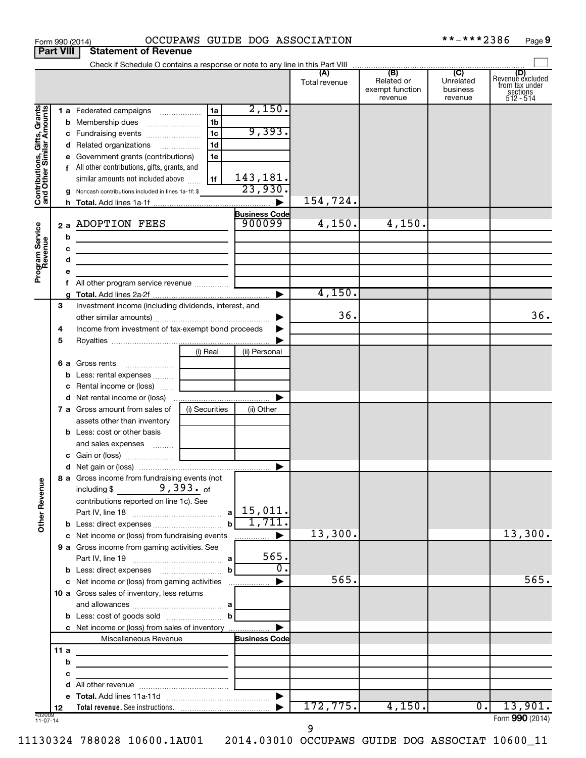Form 990 (2014) OCCUPAWS GUIDE DOG ASSOCIATION **-***2386 Page 9

## Part VIII Statement of Revenue

Check if Schedule O contains a response or note to any line in this Part VIII

| | | | | (A) Total revenue | (B) Related or exempt function revenue | (C) Unrelated business revenue | (D) Revenue excluded from tax under sections 512 - 514 |
|---|---|---|---|---|---|---|---|
| **Contributions, Gifts, Grants and Other Similar Amounts** | 1 a Federated campaigns | 1a | 2,150. | | | | |
| | b Membership dues | 1b | | | | | |
| | c Fundraising events | 1c | 9,393. | | | | |
| | d Related organizations | 1d | | | | | |
| | e Government grants (contributions) | 1e | | | | | |
| | f All other contributions, gifts, grants, and similar amounts not included above | 1f | 143,181. | | | | |
| | g Noncash contributions included in lines 1a-1f: $ | | 23,930. | | | | |
| | h **Total.** Add lines 1a-1f | | ▶ | 154,724. | | | |
| **Program Service Revenue** | | | **Business Code** | | | | |
| | 2 a ADOPTION FEES | | 900099 | 4,150. | 4,150. | | |
| | b | | | | | | |
| | c | | | | | | |
| | d | | | | | | |
| | e | | | | | | |
| | f All other program service revenue | | | | | | |
| | g **Total.** Add lines 2a-2f | | ▶ | 4,150. | | | |
| | 3 Investment income (including dividends, interest, and other similar amounts) | | ▶ | 36. | | | 36. |
| | 4 Income from investment of tax-exempt bond proceeds | | ▶ | | | | |
| | 5 Royalties | | ▶ | | | | |
| | | (i) Real | (ii) Personal | | | | |
| | 6 a Gross rents | | | | | | |
| | b Less: rental expenses | | | | | | |
| | c Rental income or (loss) | | | | | | |
| | d Net rental income or (loss) | | ▶ | | | | |
| | | (i) Securities | (ii) Other | | | | |
| | 7 a Gross amount from sales of assets other than inventory | | | | | | |
| | b Less: cost or other basis and sales expenses | | | | | | |
| | c Gain or (loss) | | | | | | |
| | d Net gain or (loss) | | ▶ | | | | |
| **Other Revenue** | 8 a Gross income from fundraising events (not including $ 9,393. of contributions reported on line 1c). See Part IV, line 18 | a | 15,011. | | | | |
| | b Less: direct expenses | b | 1,711. | | | | |
| | c Net income or (loss) from fundraising events | | ▶ | 13,300. | | | 13,300. |
| | 9 a Gross income from gaming activities. See Part IV, line 19 | a | 565. | | | | |
| | b Less: direct expenses | b | 0. | | | | |
| | c Net income or (loss) from gaming activities | | ▶ | 565. | | | 565. |
| | 10 a Gross sales of inventory, less returns and allowances | a | | | | | |
| | b Less: cost of goods sold | b | | | | | |
| | c Net income or (loss) from sales of inventory | | ▶ | | | | |
| | Miscellaneous Revenue | | **Business Code** | | | | |
| | 11 a | | | | | | |
| | b | | | | | | |
| | c | | | | | | |
| | d All other revenue | | | | | | |
| | e **Total.** Add lines 11a-11d | | ▶ | | | | |
| | 12 **Total revenue.** See instructions. | | ▶ | 172,775. | 4,150. | 0. | 13,901. |

432009 11-07-14

Form **990** (2014)

11130324 788028 10600.1AU01 2014.03010 OCCUPAWS GUIDE DOG ASSOCIAT 10600_11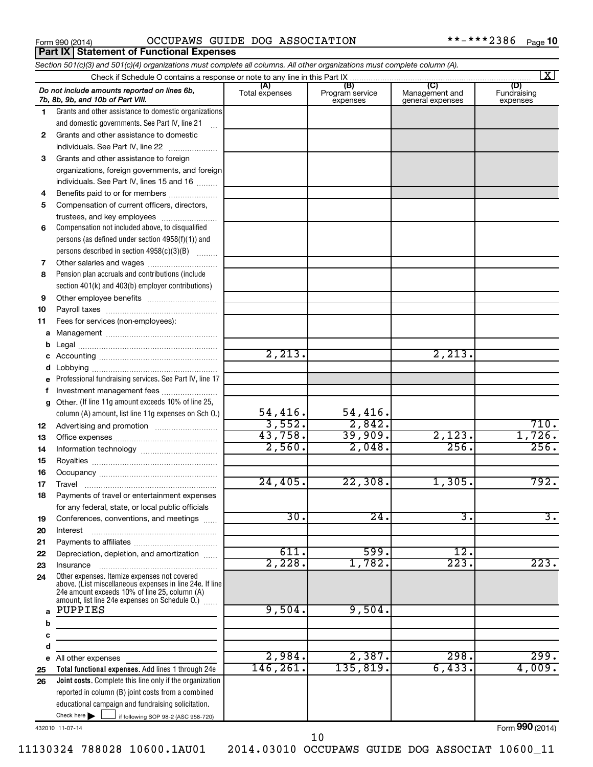Form 990 (2014) OCCUPAWS GUIDE DOG ASSOCIATION **-***2386 Page 10

## Part IX Statement of Functional Expenses

*Section 501(c)(3) and 501(c)(4) organizations must complete all columns. All other organizations must complete column (A).*

Check if Schedule O contains a response or note to any line in this Part IX ... [X]

| *Do not include amounts reported on lines 6b, 7b, 8b, 9b, and 10b of Part VIII.* | (A) Total expenses | (B) Program service expenses | (C) Management and general expenses | (D) Fundraising expenses |
|---|---|---|---|---|
| 1 Grants and other assistance to domestic organizations and domestic governments. See Part IV, line 21 | | | | |
| 2 Grants and other assistance to domestic individuals. See Part IV, line 22 | | | | |
| 3 Grants and other assistance to foreign organizations, foreign governments, and foreign individuals. See Part IV, lines 15 and 16 | | | | |
| 4 Benefits paid to or for members | | | | |
| 5 Compensation of current officers, directors, trustees, and key employees | | | | |
| 6 Compensation not included above, to disqualified persons (as defined under section 4958(f)(1)) and persons described in section 4958(c)(3)(B) | | | | |
| 7 Other salaries and wages | | | | |
| 8 Pension plan accruals and contributions (include section 401(k) and 403(b) employer contributions) | | | | |
| 9 Other employee benefits | | | | |
| 10 Payroll taxes | | | | |
| 11 Fees for services (non-employees): | | | | |
| a Management | | | | |
| b Legal | | | | |
| c Accounting | 2,213. | | 2,213. | |
| d Lobbying | | | | |
| e Professional fundraising services. See Part IV, line 17 | | | | |
| f Investment management fees | | | | |
| g Other. (If line 11g amount exceeds 10% of line 25, column (A) amount, list line 11g expenses on Sch O.) | 54,416. | 54,416. | | |
| 12 Advertising and promotion | 3,552. | 2,842. | | 710. |
| 13 Office expenses | 43,758. | 39,909. | 2,123. | 1,726. |
| 14 Information technology | 2,560. | 2,048. | 256. | 256. |
| 15 Royalties | | | | |
| 16 Occupancy | | | | |
| 17 Travel | 24,405. | 22,308. | 1,305. | 792. |
| 18 Payments of travel or entertainment expenses for any federal, state, or local public officials | | | | |
| 19 Conferences, conventions, and meetings | 30. | 24. | 3. | 3. |
| 20 Interest | | | | |
| 21 Payments to affiliates | | | | |
| 22 Depreciation, depletion, and amortization | 611. | 599. | 12. | |
| 23 Insurance | 2,228. | 1,782. | 223. | 223. |
| 24 Other expenses. Itemize expenses not covered above. (List miscellaneous expenses in line 24e. If line 24e amount exceeds 10% of line 25, column (A) amount, list line 24e expenses on Schedule O.) | | | | |
| a PUPPIES | 9,504. | 9,504. | | |
| b | | | | |
| c | | | | |
| d | | | | |
| e All other expenses | 2,984. | 2,387. | 298. | 299. |
| 25 **Total functional expenses.** Add lines 1 through 24e | 146,261. | 135,819. | 6,433. | 4,009. |
| 26 **Joint costs.** Complete this line only if the organization reported in column (B) joint costs from a combined educational campaign and fundraising solicitation. Check here ▶ [ ] if following SOP 98-2 (ASC 958-720) | | | | |

432010 11-07-14

Form **990** (2014)

11130324 788028 10600.1AU01 2014.03010 OCCUPAWS GUIDE DOG ASSOCIAT 10600_11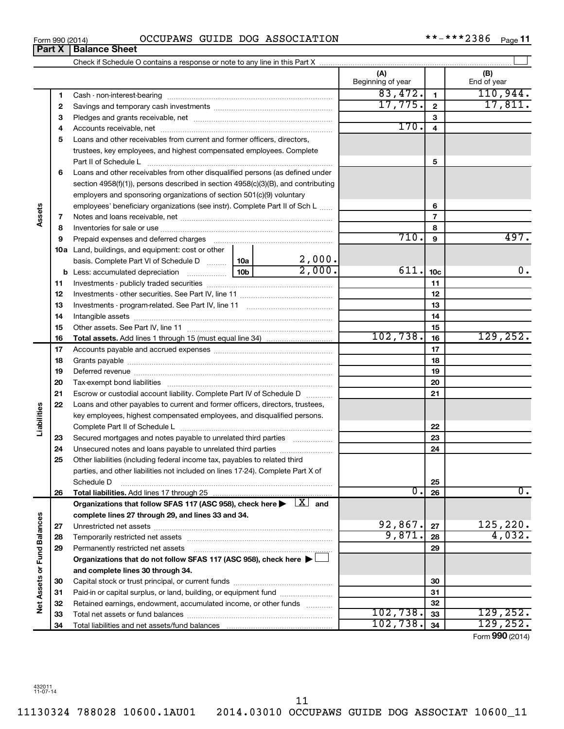Form 990 (2014) OCCUPAWS GUIDE DOG ASSOCIATION **-***2386 Page 11

**Part X | Balance Sheet**

Check if Schedule O contains a response or note to any line in this Part X

| | | | (A) Beginning of year | | (B) End of year |
|---|---|---|---|---|---|
| **Assets** | 1 | Cash - non-interest-bearing | 83,472. | 1 | 110,944. |
| | 2 | Savings and temporary cash investments | 17,775. | 2 | 17,811. |
| | 3 | Pledges and grants receivable, net | | 3 | |
| | 4 | Accounts receivable, net | 170. | 4 | |
| | 5 | Loans and other receivables from current and former officers, directors, trustees, key employees, and highest compensated employees. Complete Part II of Schedule L | | 5 | |
| | 6 | Loans and other receivables from other disqualified persons (as defined under section 4958(f)(1)), persons described in section 4958(c)(3)(B), and contributing employers and sponsoring organizations of section 501(c)(9) voluntary employees' beneficiary organizations (see instr). Complete Part II of Sch L | | 6 | |
| | 7 | Notes and loans receivable, net | | 7 | |
| | 8 | Inventories for sale or use | | 8 | |
| | 9 | Prepaid expenses and deferred charges | 710. | 9 | 497. |
| | 10a | Land, buildings, and equipment: cost or other basis. Complete Part VI of Schedule D — 10a: 2,000. | | | |
| | b | Less: accumulated depreciation — 10b: 2,000. | 611. | 10c | 0. |
| | 11 | Investments - publicly traded securities | | 11 | |
| | 12 | Investments - other securities. See Part IV, line 11 | | 12 | |
| | 13 | Investments - program-related. See Part IV, line 11 | | 13 | |
| | 14 | Intangible assets | | 14 | |
| | 15 | Other assets. See Part IV, line 11 | | 15 | |
| | 16 | **Total assets.** Add lines 1 through 15 (must equal line 34) | 102,738. | 16 | 129,252. |
| **Liabilities** | 17 | Accounts payable and accrued expenses | | 17 | |
| | 18 | Grants payable | | 18 | |
| | 19 | Deferred revenue | | 19 | |
| | 20 | Tax-exempt bond liabilities | | 20 | |
| | 21 | Escrow or custodial account liability. Complete Part IV of Schedule D | | 21 | |
| | 22 | Loans and other payables to current and former officers, directors, trustees, key employees, highest compensated employees, and disqualified persons. Complete Part II of Schedule L | | 22 | |
| | 23 | Secured mortgages and notes payable to unrelated third parties | | 23 | |
| | 24 | Unsecured notes and loans payable to unrelated third parties | | 24 | |
| | 25 | Other liabilities (including federal income tax, payables to related third parties, and other liabilities not included on lines 17-24). Complete Part X of Schedule D | | 25 | |
| | 26 | **Total liabilities.** Add lines 17 through 25 | 0. | 26 | 0. |
| **Net Assets or Fund Balances** | | **Organizations that follow SFAS 117 (ASC 958), check here** [X] **and complete lines 27 through 29, and lines 33 and 34.** | | | |
| | 27 | Unrestricted net assets | 92,867. | 27 | 125,220. |
| | 28 | Temporarily restricted net assets | 9,871. | 28 | 4,032. |
| | 29 | Permanently restricted net assets | | 29 | |
| | | **Organizations that do not follow SFAS 117 (ASC 958), check here** [ ] **and complete lines 30 through 34.** | | | |
| | 30 | Capital stock or trust principal, or current funds | | 30 | |
| | 31 | Paid-in or capital surplus, or land, building, or equipment fund | | 31 | |
| | 32 | Retained earnings, endowment, accumulated income, or other funds | | 32 | |
| | 33 | Total net assets or fund balances | 102,738. | 33 | 129,252. |
| | 34 | Total liabilities and net assets/fund balances | 102,738. | 34 | 129,252. |

Form **990** (2014)

432011 11-07-14

11130324 788028 10600.1AU01 2014.03010 OCCUPAWS GUIDE DOG ASSOCIAT 10600_11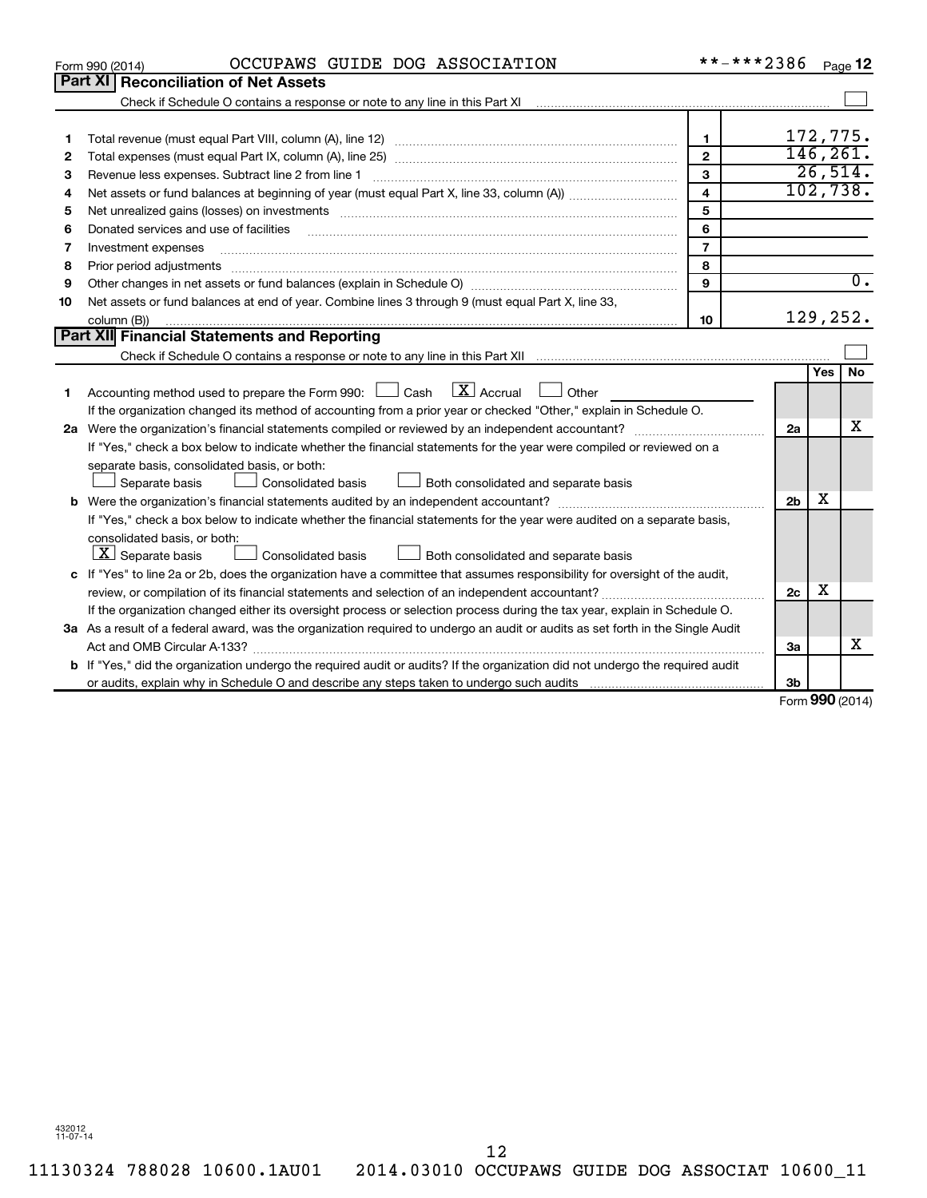Form 990 (2014) OCCUPAWS GUIDE DOG ASSOCIATION **-***2386 Page 12

## Part XI Reconciliation of Net Assets

Check if Schedule O contains a response or note to any line in this Part XI ☐

| | | | |
|---|---|---|---|
| 1 | Total revenue (must equal Part VIII, column (A), line 12) | 1 | 172,775. |
| 2 | Total expenses (must equal Part IX, column (A), line 25) | 2 | 146,261. |
| 3 | Revenue less expenses. Subtract line 2 from line 1 | 3 | 26,514. |
| 4 | Net assets or fund balances at beginning of year (must equal Part X, line 33, column (A)) | 4 | 102,738. |
| 5 | Net unrealized gains (losses) on investments | 5 | |
| 6 | Donated services and use of facilities | 6 | |
| 7 | Investment expenses | 7 | |
| 8 | Prior period adjustments | 8 | |
| 9 | Other changes in net assets or fund balances (explain in Schedule O) | 9 | 0. |
| 10 | Net assets or fund balances at end of year. Combine lines 3 through 9 (must equal Part X, line 33, column (B)) | 10 | 129,252. |

## Part XII Financial Statements and Reporting

Check if Schedule O contains a response or note to any line in this Part XII ☐

| | | | Yes | No |
|---|---|---|---|---|
| 1 | Accounting method used to prepare the Form 990: ☐ Cash ☒ Accrual ☐ Other<br>If the organization changed its method of accounting from a prior year or checked "Other," explain in Schedule O. | | | |
| 2a | Were the organization's financial statements compiled or reviewed by an independent accountant?<br>If "Yes," check a box below to indicate whether the financial statements for the year were compiled or reviewed on a separate basis, consolidated basis, or both:<br>☐ Separate basis ☐ Consolidated basis ☐ Both consolidated and separate basis | 2a | | X |
| b | Were the organization's financial statements audited by an independent accountant?<br>If "Yes," check a box below to indicate whether the financial statements for the year were audited on a separate basis, consolidated basis, or both:<br>☒ Separate basis ☐ Consolidated basis ☐ Both consolidated and separate basis | 2b | X | |
| c | If "Yes" to line 2a or 2b, does the organization have a committee that assumes responsibility for oversight of the audit, review, or compilation of its financial statements and selection of an independent accountant?<br>If the organization changed either its oversight process or selection process during the tax year, explain in Schedule O. | 2c | X | |
| 3a | As a result of a federal award, was the organization required to undergo an audit or audits as set forth in the Single Audit Act and OMB Circular A-133? | 3a | | X |
| b | If "Yes," did the organization undergo the required audit or audits? If the organization did not undergo the required audit or audits, explain why in Schedule O and describe any steps taken to undergo such audits | 3b | | |

Form 990 (2014)

432012 11-07-14

11130324 788028 10600.1AU01 2014.03010 OCCUPAWS GUIDE DOG ASSOCIAT 10600_11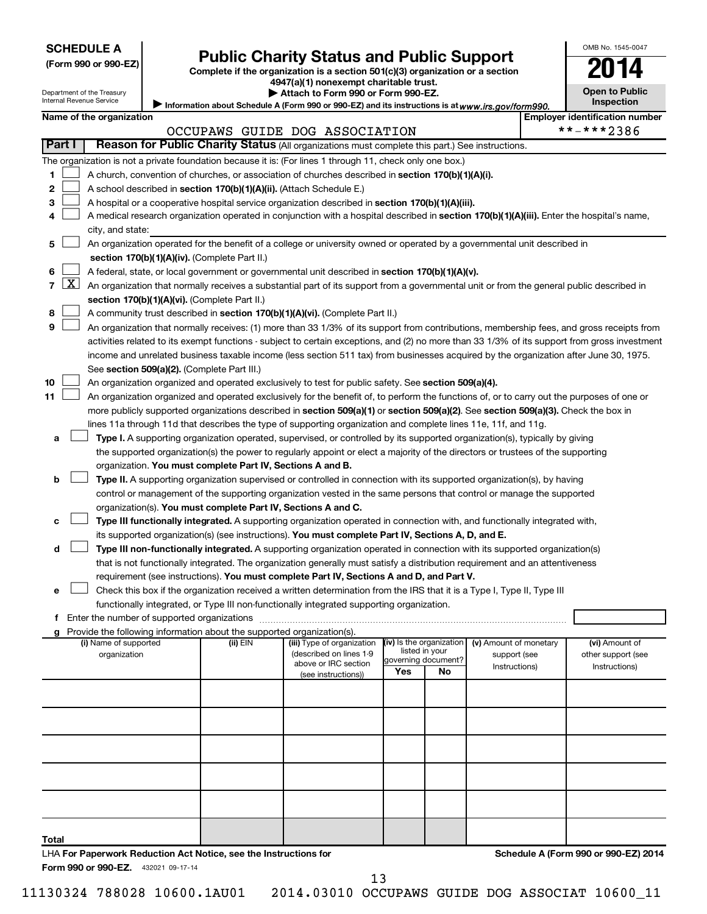**SCHEDULE A**
**(Form 990 or 990-EZ)**

Department of the Treasury
Internal Revenue Service

# Public Charity Status and Public Support

**Complete if the organization is a section 501(c)(3) organization or a section 4947(a)(1) nonexempt charitable trust.**
**▶ Attach to Form 990 or Form 990-EZ.**
▶ Information about Schedule A (Form 990 or 990-EZ) and its instructions is at *www.irs.gov/form990.*

OMB No. 1545-0047
**2014**
**Open to Public Inspection**

**Name of the organization:** OCCUPAWS GUIDE DOG ASSOCIATION
**Employer identification number:** **-***2386

**Part I** **Reason for Public Charity Status** (All organizations must complete this part.) See instructions.

The organization is not a private foundation because it is: (For lines 1 through 11, check only one box.)

1. [ ] A church, convention of churches, or association of churches described in **section 170(b)(1)(A)(i).**
2. [ ] A school described in **section 170(b)(1)(A)(ii).** (Attach Schedule E.)
3. [ ] A hospital or a cooperative hospital service organization described in **section 170(b)(1)(A)(iii).**
4. [ ] A medical research organization operated in conjunction with a hospital described in **section 170(b)(1)(A)(iii).** Enter the hospital's name, city, and state:
5. [ ] An organization operated for the benefit of a college or university owned or operated by a governmental unit described in **section 170(b)(1)(A)(iv).** (Complete Part II.)
6. [ ] A federal, state, or local government or governmental unit described in **section 170(b)(1)(A)(v).**
7. [X] An organization that normally receives a substantial part of its support from a governmental unit or from the general public described in **section 170(b)(1)(A)(vi).** (Complete Part II.)
8. [ ] A community trust described in **section 170(b)(1)(A)(vi).** (Complete Part II.)
9. [ ] An organization that normally receives: (1) more than 33 1/3% of its support from contributions, membership fees, and gross receipts from activities related to its exempt functions - subject to certain exceptions, and (2) no more than 33 1/3% of its support from gross investment income and unrelated business taxable income (less section 511 tax) from businesses acquired by the organization after June 30, 1975. See **section 509(a)(2).** (Complete Part III.)
10. [ ] An organization organized and operated exclusively to test for public safety. See **section 509(a)(4).**
11. [ ] An organization organized and operated exclusively for the benefit of, to perform the functions of, or to carry out the purposes of one or more publicly supported organizations described in **section 509(a)(1)** or **section 509(a)(2).** See **section 509(a)(3).** Check the box in lines 11a through 11d that describes the type of supporting organization and complete lines 11e, 11f, and 11g.
   - **a** [ ] **Type I.** A supporting organization operated, supervised, or controlled by its supported organization(s), typically by giving the supported organization(s) the power to regularly appoint or elect a majority of the directors or trustees of the supporting organization. **You must complete Part IV, Sections A and B.**
   - **b** [ ] **Type II.** A supporting organization supervised or controlled in connection with its supported organization(s), by having control or management of the supporting organization vested in the same persons that control or manage the supported organization(s). **You must complete Part IV, Sections A and C.**
   - **c** [ ] **Type III functionally integrated.** A supporting organization operated in connection with, and functionally integrated with, its supported organization(s) (see instructions). **You must complete Part IV, Sections A, D, and E.**
   - **d** [ ] **Type III non-functionally integrated.** A supporting organization operated in connection with its supported organization(s) that is not functionally integrated. The organization generally must satisfy a distribution requirement and an attentiveness requirement (see instructions). **You must complete Part IV, Sections A and D, and Part V.**
   - **e** [ ] Check this box if the organization received a written determination from the IRS that it is a Type I, Type II, Type III functionally integrated, or Type III non-functionally integrated supporting organization.
   - **f** Enter the number of supported organizations
   - **g** Provide the following information about the supported organization(s).

| (i) Name of supported organization | (ii) EIN | (iii) Type of organization (described on lines 1-9 above or IRC section (see instructions)) | (iv) Is the organization listed in your governing document? Yes | No | (v) Amount of monetary support (see Instructions) | (vi) Amount of other support (see Instructions) |
|---|---|---|---|---|---|---|
| | | | | | | |
| | | | | | | |
| | | | | | | |
| | | | | | | |
| | | | | | | |
| | | | | | | |
| **Total** | | | | | | |

LHA **For Paperwork Reduction Act Notice, see the Instructions for Form 990 or 990-EZ.** 432021 09-17-14

**Schedule A (Form 990 or 990-EZ) 2014**

11130324 788028 10600.1AU01 2014.03010 OCCUPAWS GUIDE DOG ASSOCIAT 10600_11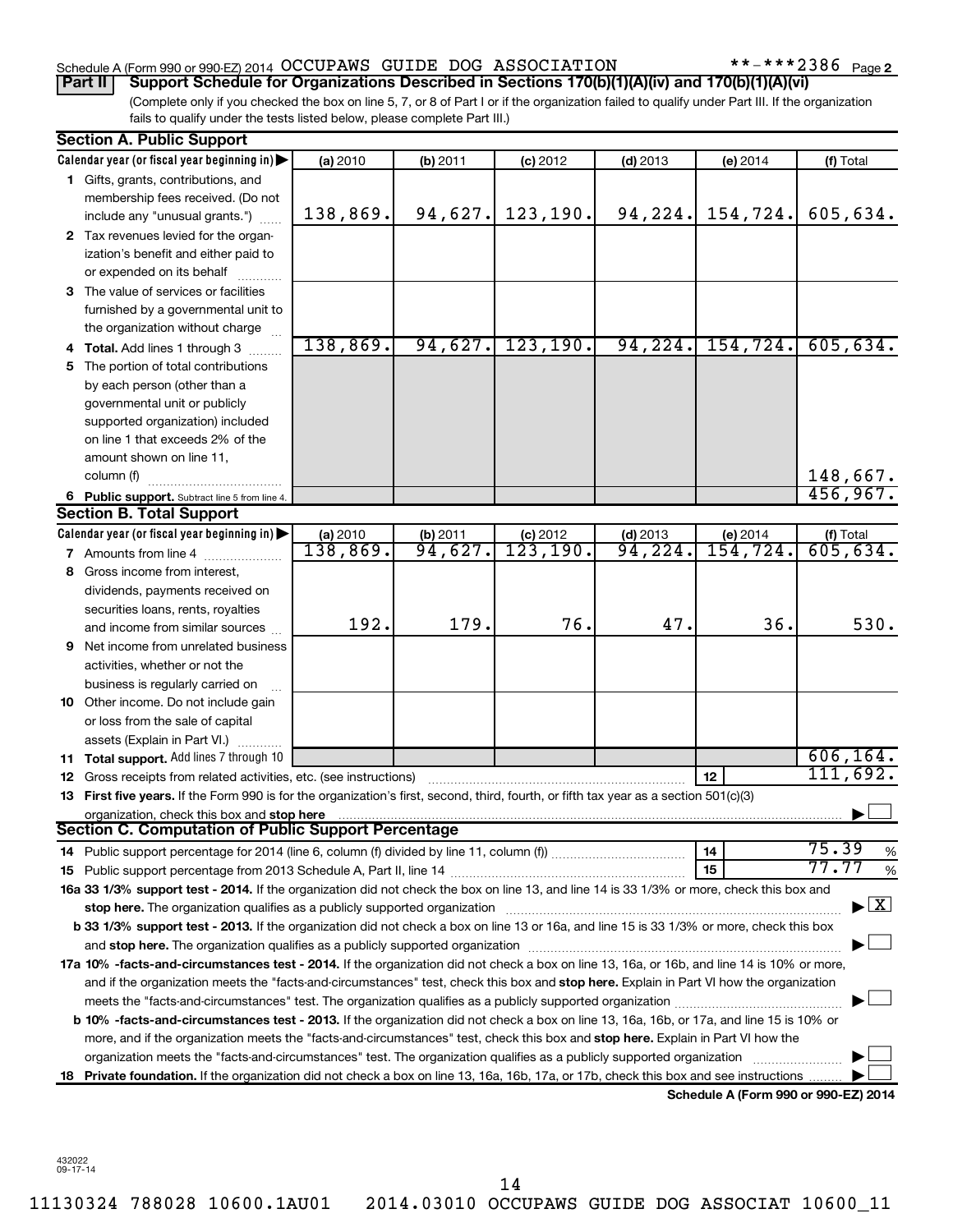Schedule A (Form 990 or 990-EZ) 2014 OCCUPAWS GUIDE DOG ASSOCIATION **-***2386 Page 2

**Part II | Support Schedule for Organizations Described in Sections 170(b)(1)(A)(iv) and 170(b)(1)(A)(vi)**

(Complete only if you checked the box on line 5, 7, or 8 of Part I or if the organization failed to qualify under Part III. If the organization fails to qualify under the tests listed below, please complete Part III.)

**Section A. Public Support**

| Calendar year (or fiscal year beginning in) | (a) 2010 | (b) 2011 | (c) 2012 | (d) 2013 | (e) 2014 | (f) Total |
|---|---|---|---|---|---|---|
| 1 Gifts, grants, contributions, and membership fees received. (Do not include any "unusual grants.") | 138,869. | 94,627. | 123,190. | 94,224. | 154,724. | 605,634. |
| 2 Tax revenues levied for the organization's benefit and either paid to or expended on its behalf | | | | | | |
| 3 The value of services or facilities furnished by a governmental unit to the organization without charge | | | | | | |
| 4 **Total.** Add lines 1 through 3 | 138,869. | 94,627. | 123,190. | 94,224. | 154,724. | 605,634. |
| 5 The portion of total contributions by each person (other than a governmental unit or publicly supported organization) included on line 1 that exceeds 2% of the amount shown on line 11, column (f) | | | | | | 148,667. |
| 6 **Public support.** Subtract line 5 from line 4. | | | | | | 456,967. |

**Section B. Total Support**

| Calendar year (or fiscal year beginning in) | (a) 2010 | (b) 2011 | (c) 2012 | (d) 2013 | (e) 2014 | (f) Total |
|---|---|---|---|---|---|---|
| 7 Amounts from line 4 | 138,869. | 94,627. | 123,190. | 94,224. | 154,724. | 605,634. |
| 8 Gross income from interest, dividends, payments received on securities loans, rents, royalties and income from similar sources | 192. | 179. | 76. | 47. | 36. | 530. |
| 9 Net income from unrelated business activities, whether or not the business is regularly carried on | | | | | | |
| 10 Other income. Do not include gain or loss from the sale of capital assets (Explain in Part VI.) | | | | | | |
| 11 **Total support.** Add lines 7 through 10 | | | | | | 606,164. |
| 12 Gross receipts from related activities, etc. (see instructions) | | | | | 12 | 111,692. |

**13 First five years.** If the Form 990 is for the organization's first, second, third, fourth, or fifth tax year as a section 501(c)(3) organization, check this box and **stop here** ☐

**Section C. Computation of Public Support Percentage**

| | | |
|---|---|---|
| 14 Public support percentage for 2014 (line 6, column (f) divided by line 11, column (f)) | 14 | 75.39 % |
| 15 Public support percentage from 2013 Schedule A, Part II, line 14 | 15 | 77.77 % |

**16a 33 1/3% support test - 2014.** If the organization did not check the box on line 13, and line 14 is 33 1/3% or more, check this box and **stop here.** The organization qualifies as a publicly supported organization ☒

**b 33 1/3% support test - 2013.** If the organization did not check a box on line 13 or 16a, and line 15 is 33 1/3% or more, check this box and **stop here.** The organization qualifies as a publicly supported organization ☐

**17a 10% -facts-and-circumstances test - 2014.** If the organization did not check a box on line 13, 16a, or 16b, and line 14 is 10% or more, and if the organization meets the "facts-and-circumstances" test, check this box and **stop here.** Explain in Part VI how the organization meets the "facts-and-circumstances" test. The organization qualifies as a publicly supported organization ☐

**b 10% -facts-and-circumstances test - 2013.** If the organization did not check a box on line 13, 16a, 16b, or 17a, and line 15 is 10% or more, and if the organization meets the "facts-and-circumstances" test, check this box and **stop here.** Explain in Part VI how the organization meets the "facts-and-circumstances" test. The organization qualifies as a publicly supported organization ☐

**18 Private foundation.** If the organization did not check a box on line 13, 16a, 16b, 17a, or 17b, check this box and see instructions ☐

**Schedule A (Form 990 or 990-EZ) 2014**

432022 09-17-14

11130324 788028 10600.1AU01 2014.03010 OCCUPAWS GUIDE DOG ASSOCIAT 10600_11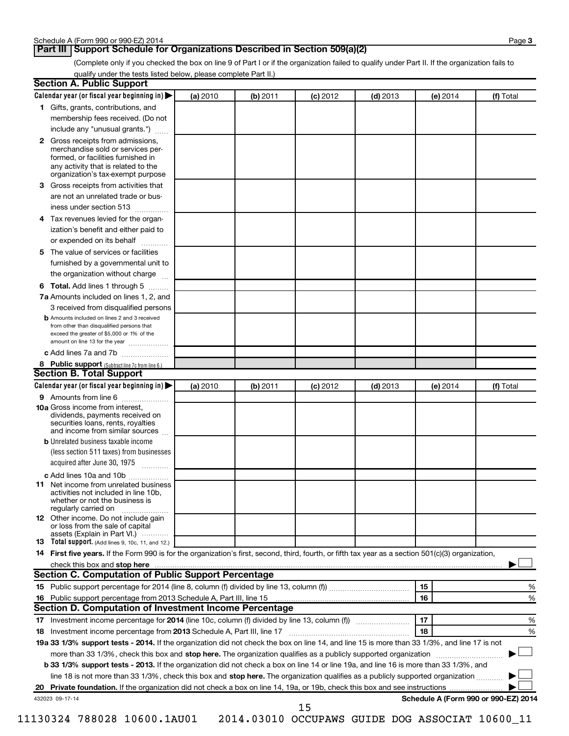## Part III Support Schedule for Organizations Described in Section 509(a)(2)

(Complete only if you checked the box on line 9 of Part I or if the organization failed to qualify under Part II. If the organization fails to qualify under the tests listed below, please complete Part II.)

### Section A. Public Support

| Calendar year (or fiscal year beginning in) ▶ | (a) 2010 | (b) 2011 | (c) 2012 | (d) 2013 | (e) 2014 | (f) Total |
|---|---|---|---|---|---|---|
| 1 Gifts, grants, contributions, and membership fees received. (Do not include any "unusual grants.") | | | | | | |
| 2 Gross receipts from admissions, merchandise sold or services performed, or facilities furnished in any activity that is related to the organization's tax-exempt purpose | | | | | | |
| 3 Gross receipts from activities that are not an unrelated trade or business under section 513 | | | | | | |
| 4 Tax revenues levied for the organization's benefit and either paid to or expended on its behalf | | | | | | |
| 5 The value of services or facilities furnished by a governmental unit to the organization without charge | | | | | | |
| 6 **Total.** Add lines 1 through 5 | | | | | | |
| 7a Amounts included on lines 1, 2, and 3 received from disqualified persons | | | | | | |
| b Amounts included on lines 2 and 3 received from other than disqualified persons that exceed the greater of $5,000 or 1% of the amount on line 13 for the year | | | | | | |
| c Add lines 7a and 7b | | | | | | |
| 8 **Public support** (Subtract line 7c from line 6.) | | | | | | |

### Section B. Total Support

| Calendar year (or fiscal year beginning in) ▶ | (a) 2010 | (b) 2011 | (c) 2012 | (d) 2013 | (e) 2014 | (f) Total |
|---|---|---|---|---|---|---|
| 9 Amounts from line 6 | | | | | | |
| 10a Gross income from interest, dividends, payments received on securities loans, rents, royalties and income from similar sources | | | | | | |
| b Unrelated business taxable income (less section 511 taxes) from businesses acquired after June 30, 1975 | | | | | | |
| c Add lines 10a and 10b | | | | | | |
| 11 Net income from unrelated business activities not included in line 10b, whether or not the business is regularly carried on | | | | | | |
| 12 Other income. Do not include gain or loss from the sale of capital assets (Explain in Part VI.) | | | | | | |
| 13 **Total support.** (Add lines 9, 10c, 11, and 12.) | | | | | | |

14 **First five years.** If the Form 990 is for the organization's first, second, third, fourth, or fifth tax year as a section 501(c)(3) organization, check this box and **stop here** ▶ ☐

### Section C. Computation of Public Support Percentage

| | | |
|---|---|---|
| 15 Public support percentage for 2014 (line 8, column (f) divided by line 13, column (f)) | 15 | % |
| 16 Public support percentage from 2013 Schedule A, Part III, line 15 | 16 | % |

### Section D. Computation of Investment Income Percentage

| | | |
|---|---|---|
| 17 Investment income percentage for **2014** (line 10c, column (f) divided by line 13, column (f)) | 17 | % |
| 18 Investment income percentage from **2013** Schedule A, Part III, line 17 | 18 | % |

**19a 33 1/3% support tests - 2014.** If the organization did not check the box on line 14, and line 15 is more than 33 1/3%, and line 17 is not more than 33 1/3%, check this box and **stop here.** The organization qualifies as a publicly supported organization ▶ ☐

**b 33 1/3% support tests - 2013.** If the organization did not check a box on line 14 or line 19a, and line 16 is more than 33 1/3%, and line 18 is not more than 33 1/3%, check this box and **stop here.** The organization qualifies as a publicly supported organization ▶ ☐

**20 Private foundation.** If the organization did not check a box on line 14, 19a, or 19b, check this box and see instructions ▶ ☐

432023 09-17-14

11130324 788028 10600.1AU01 2014.03010 OCCUPAWS GUIDE DOG ASSOCIAT 10600_11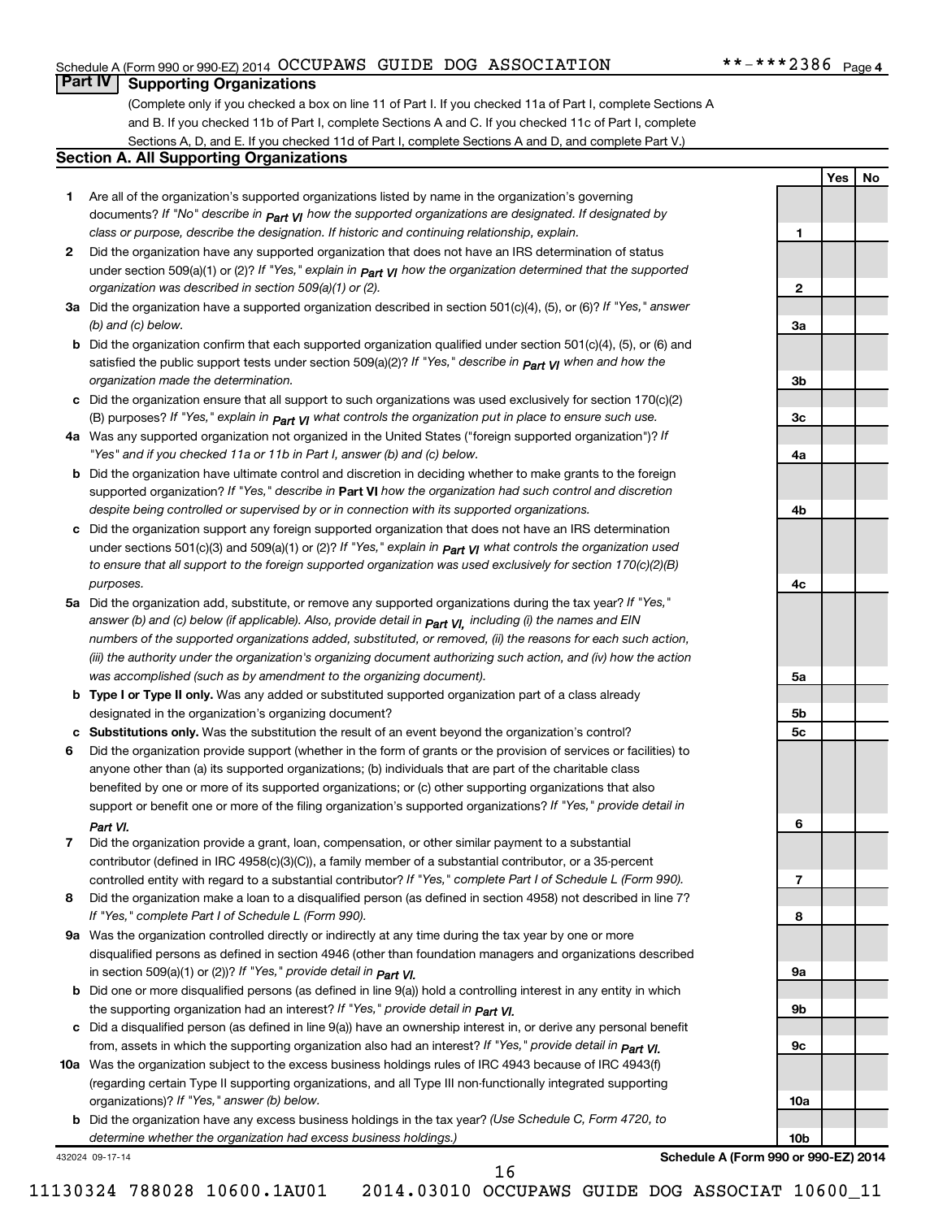Schedule A (Form 990 or 990-EZ) 2014 OCCUPAWS GUIDE DOG ASSOCIATION **-***2386 Page 4

## Part IV Supporting Organizations

(Complete only if you checked a box on line 11 of Part I. If you checked 11a of Part I, complete Sections A and B. If you checked 11b of Part I, complete Sections A and C. If you checked 11c of Part I, complete Sections A, D, and E. If you checked 11d of Part I, complete Sections A and D, and complete Part V.)

### Section A. All Supporting Organizations

| | | Line | Yes | No |
|---|---|---|---|---|
| **1** | Are all of the organization's supported organizations listed by name in the organization's governing documents? *If "No" describe in* ***Part VI*** *how the supported organizations are designated. If designated by class or purpose, describe the designation. If historic and continuing relationship, explain.* | 1 | | |
| **2** | Did the organization have any supported organization that does not have an IRS determination of status under section 509(a)(1) or (2)? *If "Yes," explain in* ***Part VI*** *how the organization determined that the supported organization was described in section 509(a)(1) or (2).* | 2 | | |
| **3a** | Did the organization have a supported organization described in section 501(c)(4), (5), or (6)? *If "Yes," answer (b) and (c) below.* | 3a | | |
| **b** | Did the organization confirm that each supported organization qualified under section 501(c)(4), (5), or (6) and satisfied the public support tests under section 509(a)(2)? *If "Yes," describe in* ***Part VI*** *when and how the organization made the determination.* | 3b | | |
| **c** | Did the organization ensure that all support to such organizations was used exclusively for section 170(c)(2)(B) purposes? *If "Yes," explain in* ***Part VI*** *what controls the organization put in place to ensure such use.* | 3c | | |
| **4a** | Was any supported organization not organized in the United States ("foreign supported organization")? *If "Yes" and if you checked 11a or 11b in Part I, answer (b) and (c) below.* | 4a | | |
| **b** | Did the organization have ultimate control and discretion in deciding whether to make grants to the foreign supported organization? *If "Yes," describe in* **Part VI** *how the organization had such control and discretion despite being controlled or supervised by or in connection with its supported organizations.* | 4b | | |
| **c** | Did the organization support any foreign supported organization that does not have an IRS determination under sections 501(c)(3) and 509(a)(1) or (2)? *If "Yes," explain in* ***Part VI*** *what controls the organization used to ensure that all support to the foreign supported organization was used exclusively for section 170(c)(2)(B) purposes.* | 4c | | |
| **5a** | Did the organization add, substitute, or remove any supported organizations during the tax year? *If "Yes," answer (b) and (c) below (if applicable). Also, provide detail in* ***Part VI,*** *including (i) the names and EIN numbers of the supported organizations added, substituted, or removed, (ii) the reasons for each such action, (iii) the authority under the organization's organizing document authorizing such action, and (iv) how the action was accomplished (such as by amendment to the organizing document).* | 5a | | |
| **b** | **Type I or Type II only.** Was any added or substituted supported organization part of a class already designated in the organization's organizing document? | 5b | | |
| **c** | **Substitutions only.** Was the substitution the result of an event beyond the organization's control? | 5c | | |
| **6** | Did the organization provide support (whether in the form of grants or the provision of services or facilities) to anyone other than (a) its supported organizations; (b) individuals that are part of the charitable class benefited by one or more of its supported organizations; or (c) other supporting organizations that also support or benefit one or more of the filing organization's supported organizations? *If "Yes," provide detail in* ***Part VI.*** | 6 | | |
| **7** | Did the organization provide a grant, loan, compensation, or other similar payment to a substantial contributor (defined in IRC 4958(c)(3)(C)), a family member of a substantial contributor, or a 35-percent controlled entity with regard to a substantial contributor? *If "Yes," complete Part I of Schedule L (Form 990).* | 7 | | |
| **8** | Did the organization make a loan to a disqualified person (as defined in section 4958) not described in line 7? *If "Yes," complete Part I of Schedule L (Form 990).* | 8 | | |
| **9a** | Was the organization controlled directly or indirectly at any time during the tax year by one or more disqualified persons as defined in section 4946 (other than foundation managers and organizations described in section 509(a)(1) or (2))? *If "Yes," provide detail in* ***Part VI.*** | 9a | | |
| **b** | Did one or more disqualified persons (as defined in line 9(a)) hold a controlling interest in any entity in which the supporting organization had an interest? *If "Yes," provide detail in* ***Part VI.*** | 9b | | |
| **c** | Did a disqualified person (as defined in line 9(a)) have an ownership interest in, or derive any personal benefit from, assets in which the supporting organization also had an interest? *If "Yes," provide detail in* ***Part VI.*** | 9c | | |
| **10a** | Was the organization subject to the excess business holdings rules of IRC 4943 because of IRC 4943(f) (regarding certain Type II supporting organizations, and all Type III non-functionally integrated supporting organizations)? *If "Yes," answer (b) below.* | 10a | | |
| **b** | Did the organization have any excess business holdings in the tax year? *(Use Schedule C, Form 4720, to determine whether the organization had excess business holdings.)* | 10b | | |

432024 09-17-14 **Schedule A (Form 990 or 990-EZ) 2014**

11130324 788028 10600.1AU01 2014.03010 OCCUPAWS GUIDE DOG ASSOCIAT 10600_11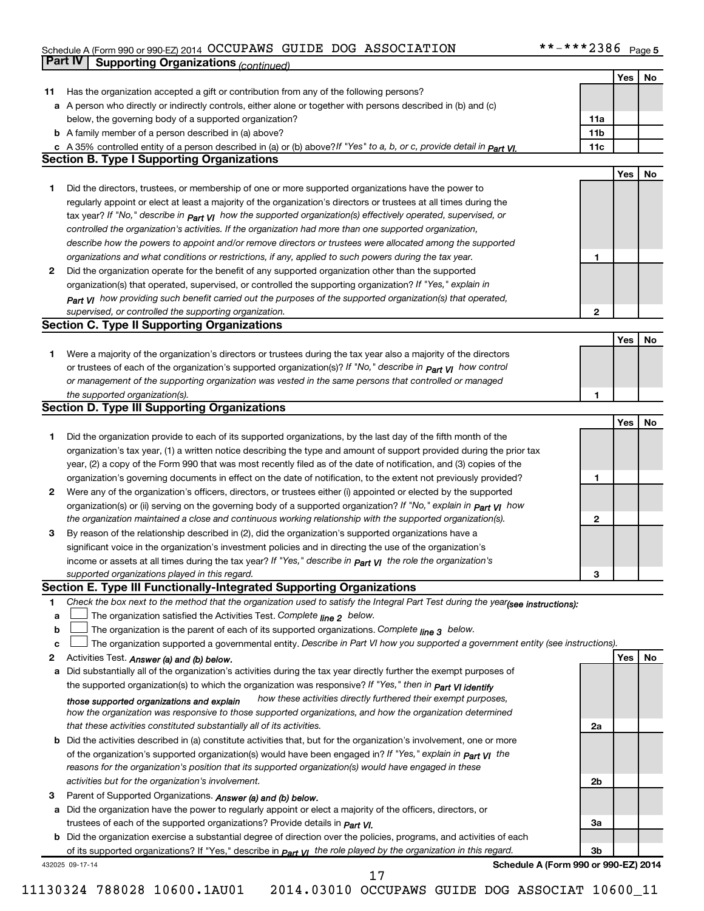Schedule A (Form 990 or 990-EZ) 2014 OCCUPAWS GUIDE DOG ASSOCIATION **-***2386 Page 5

**Part IV Supporting Organizations** *(continued)*

| | | | Yes | No |
|---|---|---|---|---|
| **11** | Has the organization accepted a gift or contribution from any of the following persons? | | | |
| **a** | A person who directly or indirectly controls, either alone or together with persons described in (b) and (c) below, the governing body of a supported organization? | **11a** | | |
| **b** | A family member of a person described in (a) above? | **11b** | | |
| **c** | A 35% controlled entity of a person described in (a) or (b) above? *If "Yes" to a, b, or c, provide detail in Part VI.* | **11c** | | |

## Section B. Type I Supporting Organizations

| | | | Yes | No |
|---|---|---|---|---|
| **1** | Did the directors, trustees, or membership of one or more supported organizations have the power to regularly appoint or elect at least a majority of the organization's directors or trustees at all times during the tax year? *If "No," describe in Part VI how the supported organization(s) effectively operated, supervised, or controlled the organization's activities. If the organization had more than one supported organization, describe how the powers to appoint and/or remove directors or trustees were allocated among the supported organizations and what conditions or restrictions, if any, applied to such powers during the tax year.* | **1** | | |
| **2** | Did the organization operate for the benefit of any supported organization other than the supported organization(s) that operated, supervised, or controlled the supporting organization? *If "Yes," explain in Part VI how providing such benefit carried out the purposes of the supported organization(s) that operated, supervised, or controlled the supporting organization.* | **2** | | |

## Section C. Type II Supporting Organizations

| | | | Yes | No |
|---|---|---|---|---|
| **1** | Were a majority of the organization's directors or trustees during the tax year also a majority of the directors or trustees of each of the organization's supported organization(s)? *If "No," describe in Part VI how control or management of the supporting organization was vested in the same persons that controlled or managed the supported organization(s).* | **1** | | |

## Section D. Type III Supporting Organizations

| | | | Yes | No |
|---|---|---|---|---|
| **1** | Did the organization provide to each of its supported organizations, by the last day of the fifth month of the organization's tax year, (1) a written notice describing the type and amount of support provided during the prior tax year, (2) a copy of the Form 990 that was most recently filed as of the date of notification, and (3) copies of the organization's governing documents in effect on the date of notification, to the extent not previously provided? | **1** | | |
| **2** | Were any of the organization's officers, directors, or trustees either (i) appointed or elected by the supported organization(s) or (ii) serving on the governing body of a supported organization? *If "No," explain in Part VI how the organization maintained a close and continuous working relationship with the supported organization(s).* | **2** | | |
| **3** | By reason of the relationship described in (2), did the organization's supported organizations have a significant voice in the organization's investment policies and in directing the use of the organization's income or assets at all times during the tax year? *If "Yes," describe in Part VI the role the organization's supported organizations played in this regard.* | **3** | | |

## Section E. Type III Functionally-Integrated Supporting Organizations

**1** *Check the box next to the method that the organization used to satisfy the Integral Part Test during the year (see instructions):*

**a** ☐ The organization satisfied the Activities Test. *Complete line 2 below.*

**b** ☐ The organization is the parent of each of its supported organizations. *Complete line 3 below.*

**c** ☐ The organization supported a governmental entity. *Describe in Part VI how you supported a government entity (see instructions).*

| | | | Yes | No |
|---|---|---|---|---|
| **2** | Activities Test. *Answer (a) and (b) below.* | | | |
| **a** | Did substantially all of the organization's activities during the tax year directly further the exempt purposes of the supported organization(s) to which the organization was responsive? *If "Yes," then in Part VI identify those supported organizations and explain how these activities directly furthered their exempt purposes, how the organization was responsive to those supported organizations, and how the organization determined that these activities constituted substantially all of its activities.* | **2a** | | |
| **b** | Did the activities described in (a) constitute activities that, but for the organization's involvement, one or more of the organization's supported organization(s) would have been engaged in? *If "Yes," explain in Part VI the reasons for the organization's position that its supported organization(s) would have engaged in these activities but for the organization's involvement.* | **2b** | | |
| **3** | Parent of Supported Organizations. *Answer (a) and (b) below.* | | | |
| **a** | Did the organization have the power to regularly appoint or elect a majority of the officers, directors, or trustees of each of the supported organizations? Provide details in *Part VI.* | **3a** | | |
| **b** | Did the organization exercise a substantial degree of direction over the policies, programs, and activities of each of its supported organizations? If "Yes," describe in *Part VI* the role played by the organization in this regard. | **3b** | | |

432025 09-17-14 **Schedule A (Form 990 or 990-EZ) 2014**

11130324 788028 10600.1AU01 2014.03010 OCCUPAWS GUIDE DOG ASSOCIAT 10600_11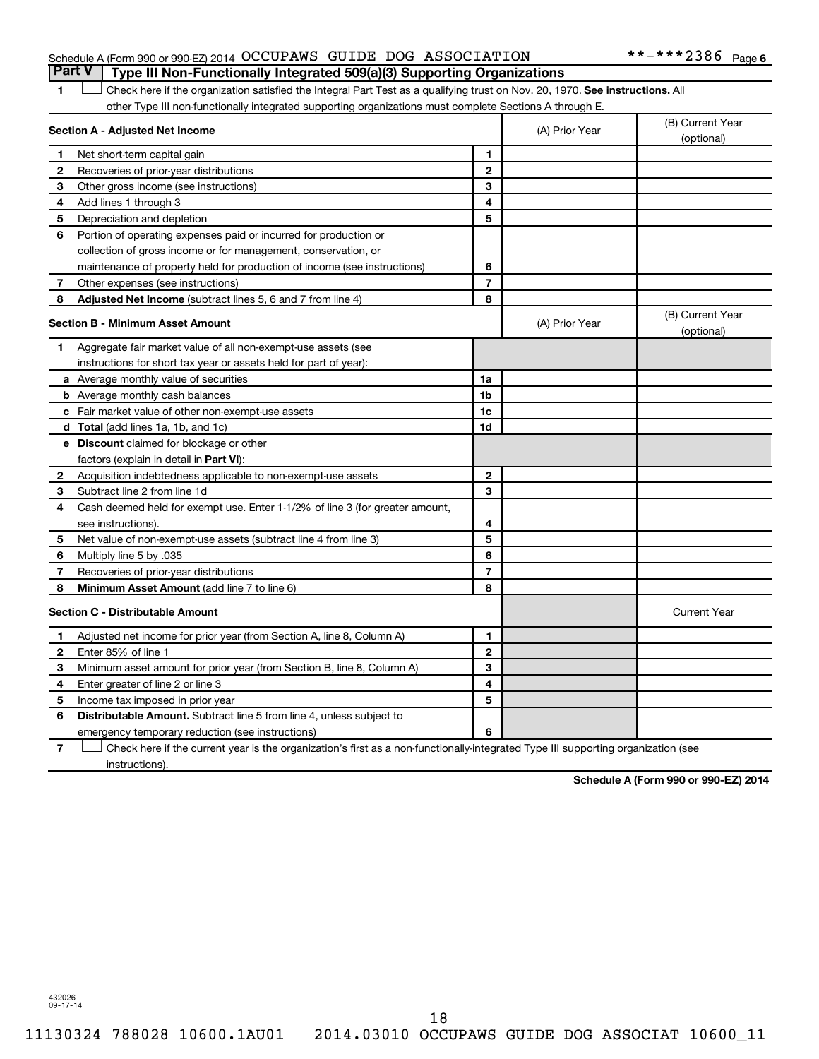Schedule A (Form 990 or 990-EZ) 2014 OCCUPAWS GUIDE DOG ASSOCIATION **-***2386 Page 6

## Part V Type III Non-Functionally Integrated 509(a)(3) Supporting Organizations

1 ☐ Check here if the organization satisfied the Integral Part Test as a qualifying trust on Nov. 20, 1970. **See instructions.** All other Type III non-functionally integrated supporting organizations must complete Sections A through E.

| **Section A - Adjusted Net Income** | | (A) Prior Year | (B) Current Year (optional) |
|---|---|---|---|
| **1** Net short-term capital gain | **1** | | |
| **2** Recoveries of prior-year distributions | **2** | | |
| **3** Other gross income (see instructions) | **3** | | |
| **4** Add lines 1 through 3 | **4** | | |
| **5** Depreciation and depletion | **5** | | |
| **6** Portion of operating expenses paid or incurred for production or collection of gross income or for management, conservation, or maintenance of property held for production of income (see instructions) | **6** | | |
| **7** Other expenses (see instructions) | **7** | | |
| **8** **Adjusted Net Income** (subtract lines 5, 6 and 7 from line 4) | **8** | | |

| **Section B - Minimum Asset Amount** | | (A) Prior Year | (B) Current Year (optional) |
|---|---|---|---|
| **1** Aggregate fair market value of all non-exempt-use assets (see instructions for short tax year or assets held for part of year): | | | |
| **a** Average monthly value of securities | **1a** | | |
| **b** Average monthly cash balances | **1b** | | |
| **c** Fair market value of other non-exempt-use assets | **1c** | | |
| **d** **Total** (add lines 1a, 1b, and 1c) | **1d** | | |
| **e** **Discount** claimed for blockage or other factors (explain in detail in **Part VI**): | | | |
| **2** Acquisition indebtedness applicable to non-exempt-use assets | **2** | | |
| **3** Subtract line 2 from line 1d | **3** | | |
| **4** Cash deemed held for exempt use. Enter 1-1/2% of line 3 (for greater amount, see instructions). | **4** | | |
| **5** Net value of non-exempt-use assets (subtract line 4 from line 3) | **5** | | |
| **6** Multiply line 5 by .035 | **6** | | |
| **7** Recoveries of prior-year distributions | **7** | | |
| **8** **Minimum Asset Amount** (add line 7 to line 6) | **8** | | |

| **Section C - Distributable Amount** | | | Current Year |
|---|---|---|---|
| **1** Adjusted net income for prior year (from Section A, line 8, Column A) | **1** | | |
| **2** Enter 85% of line 1 | **2** | | |
| **3** Minimum asset amount for prior year (from Section B, line 8, Column A) | **3** | | |
| **4** Enter greater of line 2 or line 3 | **4** | | |
| **5** Income tax imposed in prior year | **5** | | |
| **6** **Distributable Amount.** Subtract line 5 from line 4, unless subject to emergency temporary reduction (see instructions) | **6** | | |

7 ☐ Check here if the current year is the organization's first as a non-functionally-integrated Type III supporting organization (see instructions).

**Schedule A (Form 990 or 990-EZ) 2014**

432026
09-17-14

11130324 788028 10600.1AU01 2014.03010 OCCUPAWS GUIDE DOG ASSOCIAT 10600_11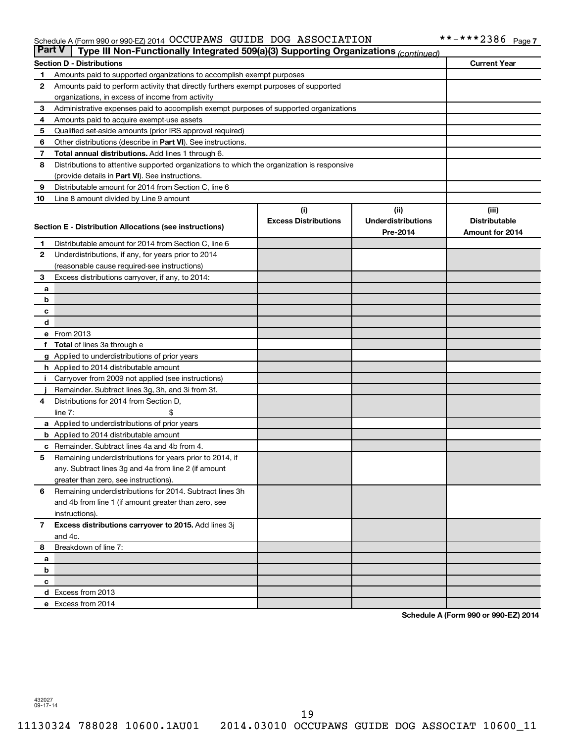Schedule A (Form 990 or 990-EZ) 2014 OCCUPAWS GUIDE DOG ASSOCIATION **-***2386 Page 7

## Part V Type III Non-Functionally Integrated 509(a)(3) Supporting Organizations *(continued)*

| Section D - Distributions | | Current Year |
|---|---|---|
| 1 | Amounts paid to supported organizations to accomplish exempt purposes | |
| 2 | Amounts paid to perform activity that directly furthers exempt purposes of supported organizations, in excess of income from activity | |
| 3 | Administrative expenses paid to accomplish exempt purposes of supported organizations | |
| 4 | Amounts paid to acquire exempt-use assets | |
| 5 | Qualified set-aside amounts (prior IRS approval required) | |
| 6 | Other distributions (describe in **Part VI**). See instructions. | |
| 7 | **Total annual distributions.** Add lines 1 through 6. | |
| 8 | Distributions to attentive supported organizations to which the organization is responsive (provide details in **Part VI**). See instructions. | |
| 9 | Distributable amount for 2014 from Section C, line 6 | |
| 10 | Line 8 amount divided by Line 9 amount | |

| Section E - Distribution Allocations (see instructions) | | (i) Excess Distributions | (ii) Underdistributions Pre-2014 | (iii) Distributable Amount for 2014 |
|---|---|---|---|---|
| 1 | Distributable amount for 2014 from Section C, line 6 | | | |
| 2 | Underdistributions, if any, for years prior to 2014 (reasonable cause required-see instructions) | | | |
| 3 | Excess distributions carryover, if any, to 2014: | | | |
| a | | | | |
| b | | | | |
| c | | | | |
| d | | | | |
| e | From 2013 | | | |
| f | **Total** of lines 3a through e | | | |
| g | Applied to underdistributions of prior years | | | |
| h | Applied to 2014 distributable amount | | | |
| i | Carryover from 2009 not applied (see instructions) | | | |
| j | Remainder. Subtract lines 3g, 3h, and 3i from 3f. | | | |
| 4 | Distributions for 2014 from Section D, line 7: $ | | | |
| a | Applied to underdistributions of prior years | | | |
| b | Applied to 2014 distributable amount | | | |
| c | Remainder. Subtract lines 4a and 4b from 4. | | | |
| 5 | Remaining underdistributions for years prior to 2014, if any. Subtract lines 3g and 4a from line 2 (if amount greater than zero, see instructions). | | | |
| 6 | Remaining underdistributions for 2014. Subtract lines 3h and 4b from line 1 (if amount greater than zero, see instructions). | | | |
| 7 | **Excess distributions carryover to 2015.** Add lines 3j and 4c. | | | |
| 8 | Breakdown of line 7: | | | |
| a | | | | |
| b | | | | |
| c | | | | |
| d | Excess from 2013 | | | |
| e | Excess from 2014 | | | |

**Schedule A (Form 990 or 990-EZ) 2014**

432027 09-17-14

11130324 788028 10600.1AU01 2014.03010 OCCUPAWS GUIDE DOG ASSOCIAT 10600_11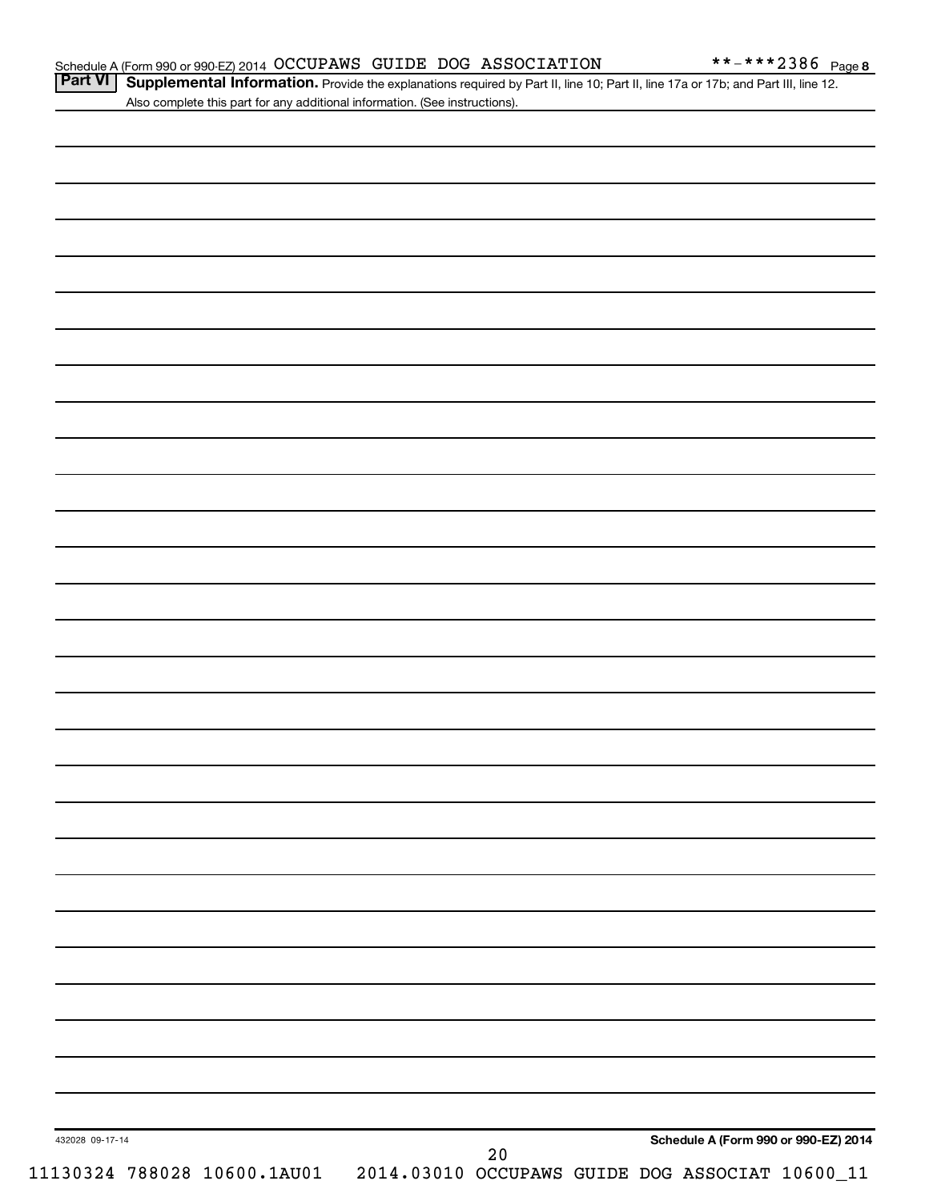**Part VI** **Supplemental Information.** Provide the explanations required by Part II, line 10; Part II, line 17a or 17b; and Part III, line 12. Also complete this part for any additional information. (See instructions).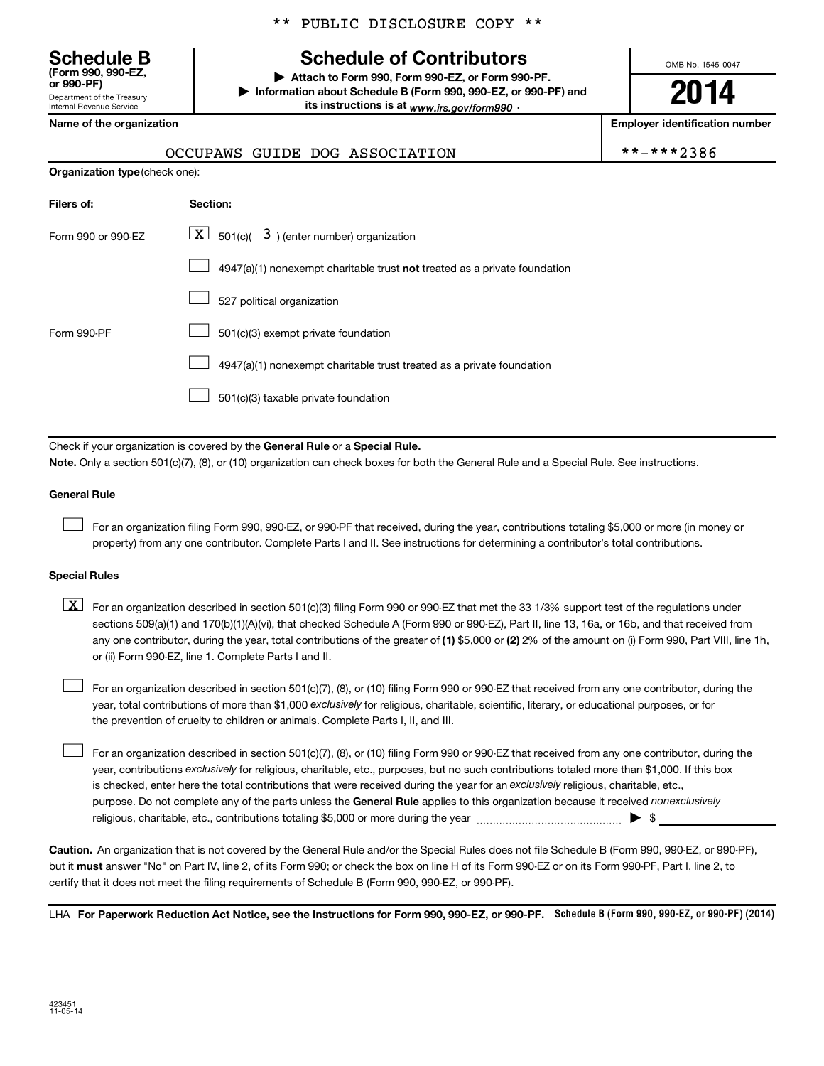** PUBLIC DISCLOSURE COPY **

# Schedule B

**(Form 990, 990-EZ, or 990-PF)**

Department of the Treasury
Internal Revenue Service

## Schedule of Contributors

▶ Attach to Form 990, Form 990-EZ, or Form 990-PF.

▶ Information about Schedule B (Form 990, 990-EZ, or 990-PF) and its instructions is at *www.irs.gov/form990* .

OMB No. 1545-0047

**2014**

| Name of the organization | Employer identification number |
|---|---|
| OCCUPAWS GUIDE DOG ASSOCIATION | **-***2386 |

**Organization type** (check one):

| Filers of: | Section: |
|---|---|
| Form 990 or 990-EZ | [X] 501(c)( 3 ) (enter number) organization |
| | [ ] 4947(a)(1) nonexempt charitable trust **not** treated as a private foundation |
| | [ ] 527 political organization |
| Form 990-PF | [ ] 501(c)(3) exempt private foundation |
| | [ ] 4947(a)(1) nonexempt charitable trust treated as a private foundation |
| | [ ] 501(c)(3) taxable private foundation |

Check if your organization is covered by the **General Rule** or a **Special Rule.**

**Note.** Only a section 501(c)(7), (8), or (10) organization can check boxes for both the General Rule and a Special Rule. See instructions.

**General Rule**

[ ] For an organization filing Form 990, 990-EZ, or 990-PF that received, during the year, contributions totaling $5,000 or more (in money or property) from any one contributor. Complete Parts I and II. See instructions for determining a contributor's total contributions.

**Special Rules**

[X] For an organization described in section 501(c)(3) filing Form 990 or 990-EZ that met the 33 1/3% support test of the regulations under sections 509(a)(1) and 170(b)(1)(A)(vi), that checked Schedule A (Form 990 or 990-EZ), Part II, line 13, 16a, or 16b, and that received from any one contributor, during the year, total contributions of the greater of **(1)** $5,000 or **(2)** 2% of the amount on (i) Form 990, Part VIII, line 1h, or (ii) Form 990-EZ, line 1. Complete Parts I and II.

[ ] For an organization described in section 501(c)(7), (8), or (10) filing Form 990 or 990-EZ that received from any one contributor, during the year, total contributions of more than $1,000 *exclusively* for religious, charitable, scientific, literary, or educational purposes, or for the prevention of cruelty to children or animals. Complete Parts I, II, and III.

[ ] For an organization described in section 501(c)(7), (8), or (10) filing Form 990 or 990-EZ that received from any one contributor, during the year, contributions *exclusively* for religious, charitable, etc., purposes, but no such contributions totaled more than $1,000. If this box is checked, enter here the total contributions that were received during the year for an *exclusively* religious, charitable, etc., purpose. Do not complete any of the parts unless the **General Rule** applies to this organization because it received *nonexclusively* religious, charitable, etc., contributions totaling $5,000 or more during the year ▶ $ ____________

**Caution.** An organization that is not covered by the General Rule and/or the Special Rules does not file Schedule B (Form 990, 990-EZ, or 990-PF), but it **must** answer "No" on Part IV, line 2, of its Form 990; or check the box on line H of its Form 990-EZ or on its Form 990-PF, Part I, line 2, to certify that it does not meet the filing requirements of Schedule B (Form 990, 990-EZ, or 990-PF).

LHA **For Paperwork Reduction Act Notice, see the Instructions for Form 990, 990-EZ, or 990-PF.** **Schedule B (Form 990, 990-EZ, or 990-PF) (2014)**

423451
11-05-14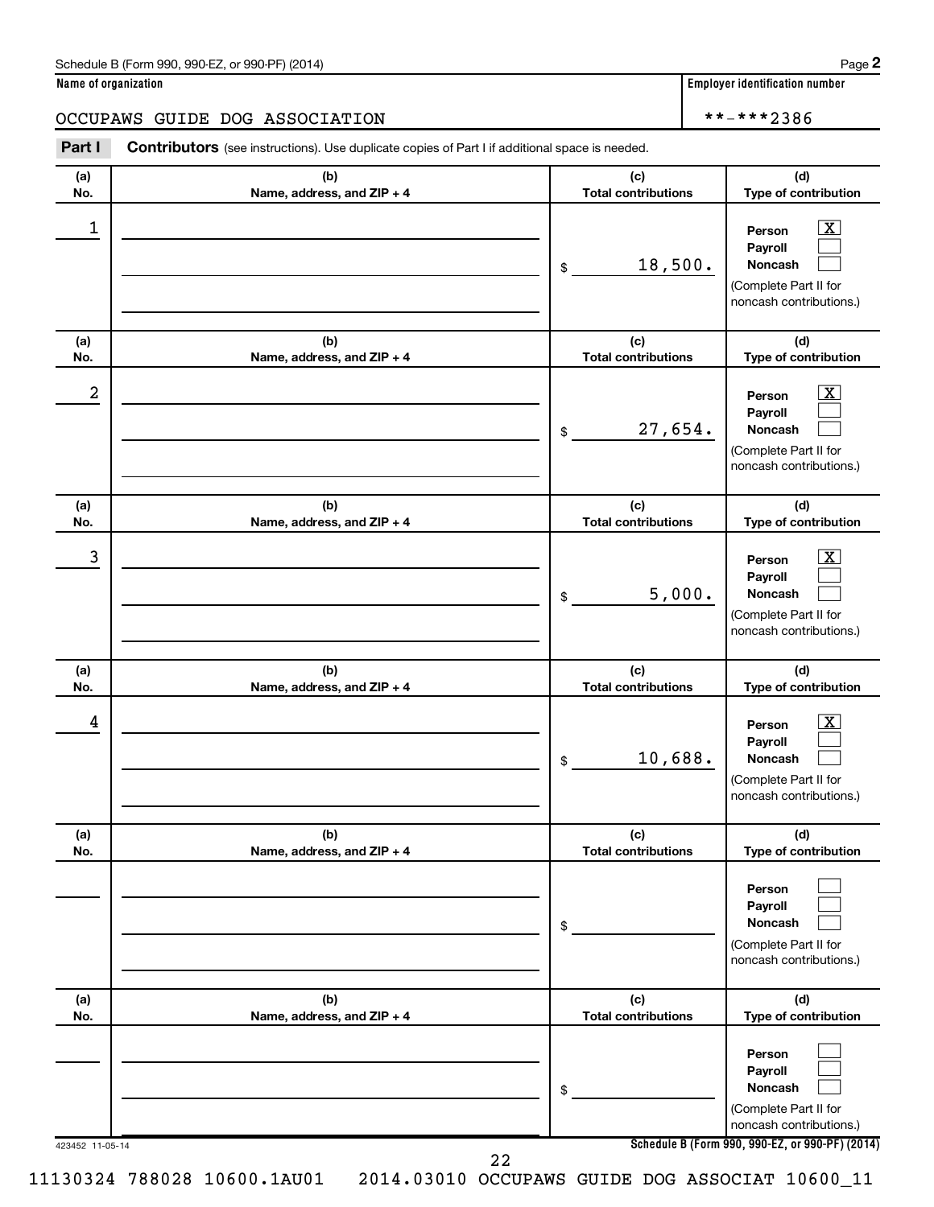Schedule B (Form 990, 990-EZ, or 990-PF) (2014)

**Name of organization**

OCCUPAWS GUIDE DOG ASSOCIATION

**Employer identification number**

**-***2386

**Part I** **Contributors** (see instructions). Use duplicate copies of Part I if additional space is needed.

| (a) No. | (b) Name, address, and ZIP + 4 | (c) Total contributions | (d) Type of contribution |
|---|---|---|---|
| 1 | | $ 18,500. | Person [X] Payroll [ ] Noncash [ ] (Complete Part II for noncash contributions.) |
| 2 | | $ 27,654. | Person [X] Payroll [ ] Noncash [ ] (Complete Part II for noncash contributions.) |
| 3 | | $ 5,000. | Person [X] Payroll [ ] Noncash [ ] (Complete Part II for noncash contributions.) |
| 4 | | $ 10,688. | Person [X] Payroll [ ] Noncash [ ] (Complete Part II for noncash contributions.) |
| | | $ | Person [ ] Payroll [ ] Noncash [ ] (Complete Part II for noncash contributions.) |
| | | $ | Person [ ] Payroll [ ] Noncash [ ] (Complete Part II for noncash contributions.) |

423452 11-05-14

**Schedule B (Form 990, 990-EZ, or 990-PF) (2014)**

11130324 788028 10600.1AU01 2014.03010 OCCUPAWS GUIDE DOG ASSOCIAT 10600_11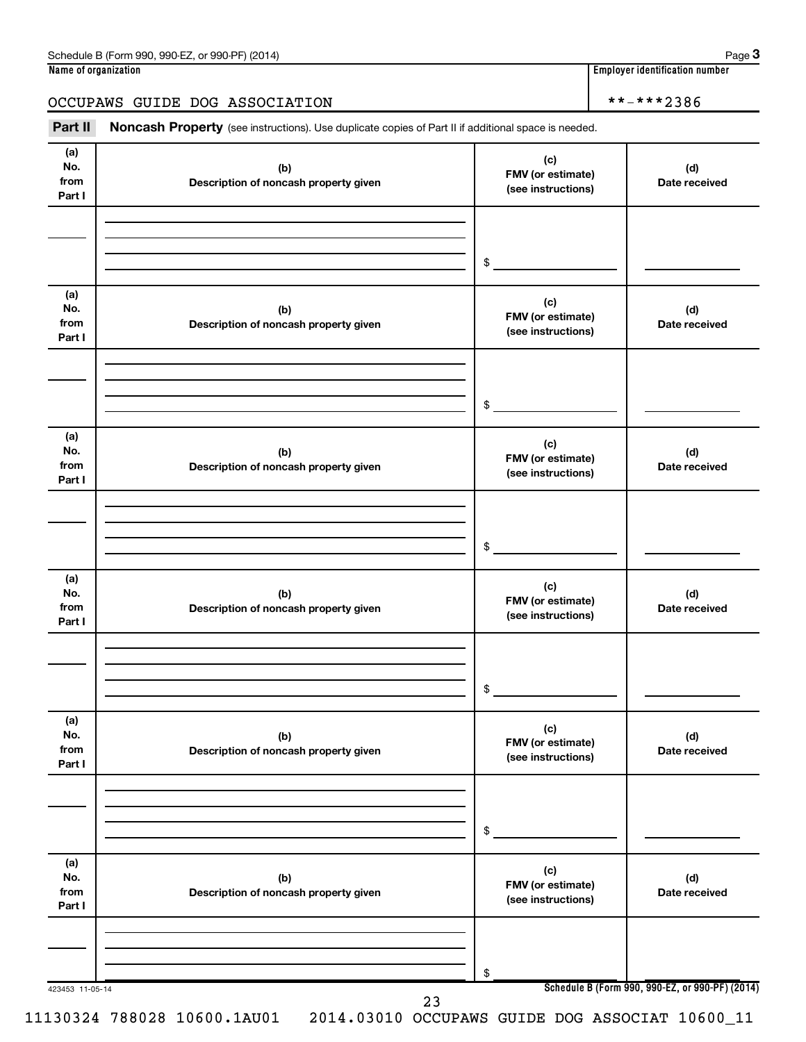Schedule B (Form 990, 990-EZ, or 990-PF) (2014)

**Name of organization**

OCCUPAWS GUIDE DOG ASSOCIATION

**Employer identification number**

**-***2386

**Part II** **Noncash Property** (see instructions). Use duplicate copies of Part II if additional space is needed.

| (a) No. from Part I | (b) Description of noncash property given | (c) FMV (or estimate) (see instructions) | (d) Date received |
|---|---|---|---|
| | | $ | |

| (a) No. from Part I | (b) Description of noncash property given | (c) FMV (or estimate) (see instructions) | (d) Date received |
|---|---|---|---|
| | | $ | |

| (a) No. from Part I | (b) Description of noncash property given | (c) FMV (or estimate) (see instructions) | (d) Date received |
|---|---|---|---|
| | | $ | |

| (a) No. from Part I | (b) Description of noncash property given | (c) FMV (or estimate) (see instructions) | (d) Date received |
|---|---|---|---|
| | | $ | |

| (a) No. from Part I | (b) Description of noncash property given | (c) FMV (or estimate) (see instructions) | (d) Date received |
|---|---|---|---|
| | | $ | |

| (a) No. from Part I | (b) Description of noncash property given | (c) FMV (or estimate) (see instructions) | (d) Date received |
|---|---|---|---|
| | | $ | |

423453 11-05-14

**Schedule B (Form 990, 990-EZ, or 990-PF) (2014)**

11130324 788028 10600.1AU01 2014.03010 OCCUPAWS GUIDE DOG ASSOCIAT 10600_11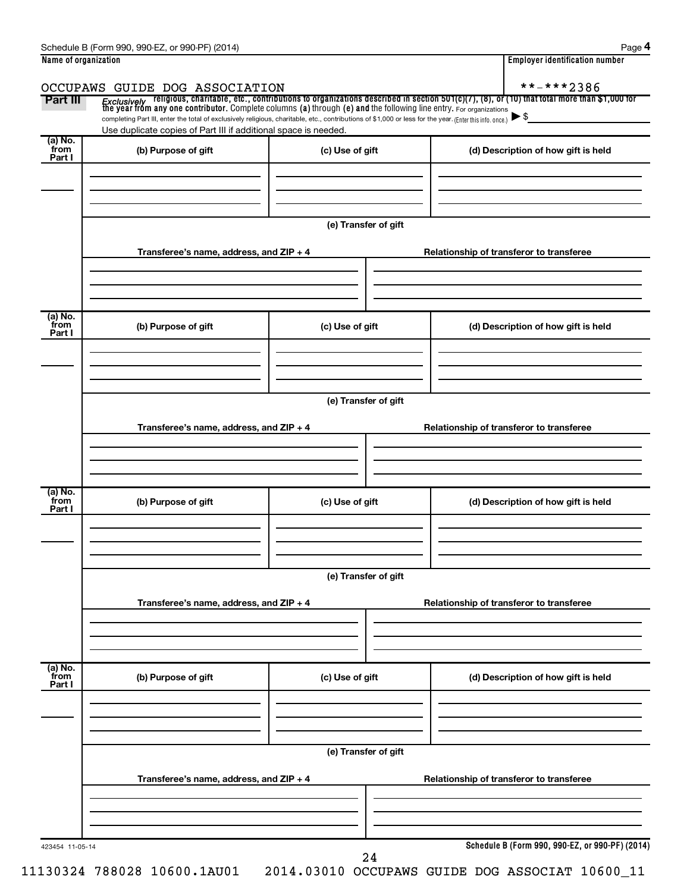Schedule B (Form 990, 990-EZ, or 990-PF) (2014)

**Name of organization**

OCCUPAWS GUIDE DOG ASSOCIATION

**Employer identification number**

**-***2386

**Part III** *Exclusively* religious, charitable, etc., contributions to organizations described in section 501(c)(7), (8), or (10) that total more than $1,000 for the year from any one contributor. Complete columns (a) through (e) and the following line entry. For organizations completing Part III, enter the total of exclusively religious, charitable, etc., contributions of $1,000 or less for the year. (Enter this info. once.) ▶ $

Use duplicate copies of Part III if additional space is needed.

| (a) No. from Part I | (b) Purpose of gift | (c) Use of gift | (d) Description of how gift is held |
|---|---|---|---|
| | | | |

(e) Transfer of gift

| Transferee's name, address, and ZIP + 4 | Relationship of transferor to transferee |
|---|---|
| | |

| (a) No. from Part I | (b) Purpose of gift | (c) Use of gift | (d) Description of how gift is held |
|---|---|---|---|
| | | | |

(e) Transfer of gift

| Transferee's name, address, and ZIP + 4 | Relationship of transferor to transferee |
|---|---|
| | |

| (a) No. from Part I | (b) Purpose of gift | (c) Use of gift | (d) Description of how gift is held |
|---|---|---|---|
| | | | |

(e) Transfer of gift

| Transferee's name, address, and ZIP + 4 | Relationship of transferor to transferee |
|---|---|
| | |

| (a) No. from Part I | (b) Purpose of gift | (c) Use of gift | (d) Description of how gift is held |
|---|---|---|---|
| | | | |

(e) Transfer of gift

| Transferee's name, address, and ZIP + 4 | Relationship of transferor to transferee |
|---|---|
| | |

423454 11-05-14

**Schedule B (Form 990, 990-EZ, or 990-PF) (2014)**

11130324 788028 10600.1AU01 2014.03010 OCCUPAWS GUIDE DOG ASSOCIAT 10600_11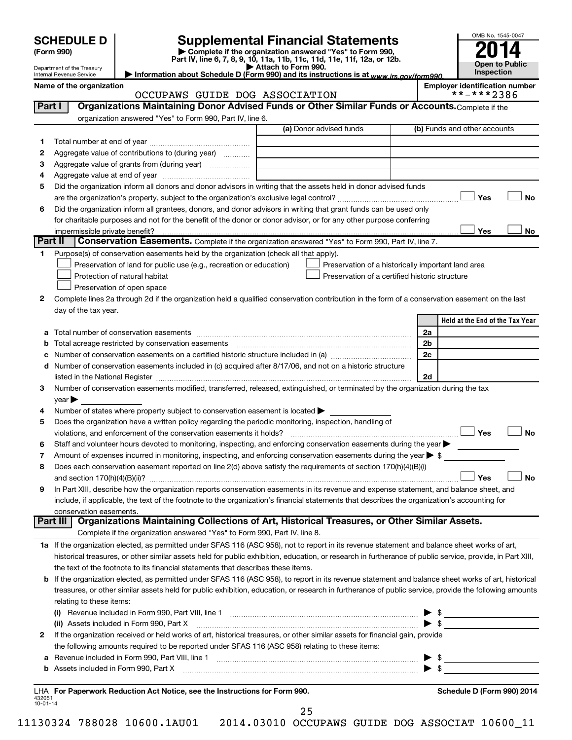# SCHEDULE D (Form 990)

Department of the Treasury
Internal Revenue Service

# Supplemental Financial Statements

▶ Complete if the organization answered "Yes" to Form 990, Part IV, line 6, 7, 8, 9, 10, 11a, 11b, 11c, 11d, 11e, 11f, 12a, or 12b.
▶ Attach to Form 990.
▶ Information about Schedule D (Form 990) and its instructions is at www.irs.gov/form990.

OMB No. 1545-0047
2014
Open to Public Inspection

Name of the organization: OCCUPAWS GUIDE DOG ASSOCIATION
Employer identification number: **-***2386

## Part I Organizations Maintaining Donor Advised Funds or Other Similar Funds or Accounts.

Complete if the organization answered "Yes" to Form 990, Part IV, line 6.

| | | (a) Donor advised funds | (b) Funds and other accounts |
|---|---|---|---|
| 1 | Total number at end of year | | |
| 2 | Aggregate value of contributions to (during year) | | |
| 3 | Aggregate value of grants from (during year) | | |
| 4 | Aggregate value at end of year | | |

5 Did the organization inform all donors and donor advisors in writing that the assets held in donor advised funds are the organization's property, subject to the organization's exclusive legal control? ☐ Yes ☐ No

6 Did the organization inform all grantees, donors, and donor advisors in writing that grant funds can be used only for charitable purposes and not for the benefit of the donor or donor advisor, or for any other purpose conferring impermissible private benefit? ☐ Yes ☐ No

## Part II Conservation Easements.

Complete if the organization answered "Yes" to Form 990, Part IV, line 7.

1 Purpose(s) of conservation easements held by the organization (check all that apply).

- ☐ Preservation of land for public use (e.g., recreation or education)
- ☐ Protection of natural habitat
- ☐ Preservation of open space
- ☐ Preservation of a historically important land area
- ☐ Preservation of a certified historic structure

2 Complete lines 2a through 2d if the organization held a qualified conservation contribution in the form of a conservation easement on the last day of the tax year.

| | | | Held at the End of the Tax Year |
|---|---|---|---|
| a | Total number of conservation easements | 2a | |
| b | Total acreage restricted by conservation easements | 2b | |
| c | Number of conservation easements on a certified historic structure included in (a) | 2c | |
| d | Number of conservation easements included in (c) acquired after 8/17/06, and not on a historic structure listed in the National Register | 2d | |

3 Number of conservation easements modified, transferred, released, extinguished, or terminated by the organization during the tax year ▶

4 Number of states where property subject to conservation easement is located ▶

5 Does the organization have a written policy regarding the periodic monitoring, inspection, handling of violations, and enforcement of the conservation easements it holds? ☐ Yes ☐ No

6 Staff and volunteer hours devoted to monitoring, inspecting, and enforcing conservation easements during the year ▶

7 Amount of expenses incurred in monitoring, inspecting, and enforcing conservation easements during the year ▶ $

8 Does each conservation easement reported on line 2(d) above satisfy the requirements of section 170(h)(4)(B)(i) and section 170(h)(4)(B)(ii)? ☐ Yes ☐ No

9 In Part XIII, describe how the organization reports conservation easements in its revenue and expense statement, and balance sheet, and include, if applicable, the text of the footnote to the organization's financial statements that describes the organization's accounting for conservation easements.

## Part III Organizations Maintaining Collections of Art, Historical Treasures, or Other Similar Assets.

Complete if the organization answered "Yes" to Form 990, Part IV, line 8.

1a If the organization elected, as permitted under SFAS 116 (ASC 958), not to report in its revenue statement and balance sheet works of art, historical treasures, or other similar assets held for public exhibition, education, or research in furtherance of public service, provide, in Part XIII, the text of the footnote to its financial statements that describes these items.

b If the organization elected, as permitted under SFAS 116 (ASC 958), to report in its revenue statement and balance sheet works of art, historical treasures, or other similar assets held for public exhibition, education, or research in furtherance of public service, provide the following amounts relating to these items:

(i) Revenue included in Form 990, Part VIII, line 1 ▶ $

(ii) Assets included in Form 990, Part X ▶ $

2 If the organization received or held works of art, historical treasures, or other similar assets for financial gain, provide the following amounts required to be reported under SFAS 116 (ASC 958) relating to these items:

a Revenue included in Form 990, Part VIII, line 1 ▶ $

b Assets included in Form 990, Part X ▶ $

LHA For Paperwork Reduction Act Notice, see the Instructions for Form 990. Schedule D (Form 990) 2014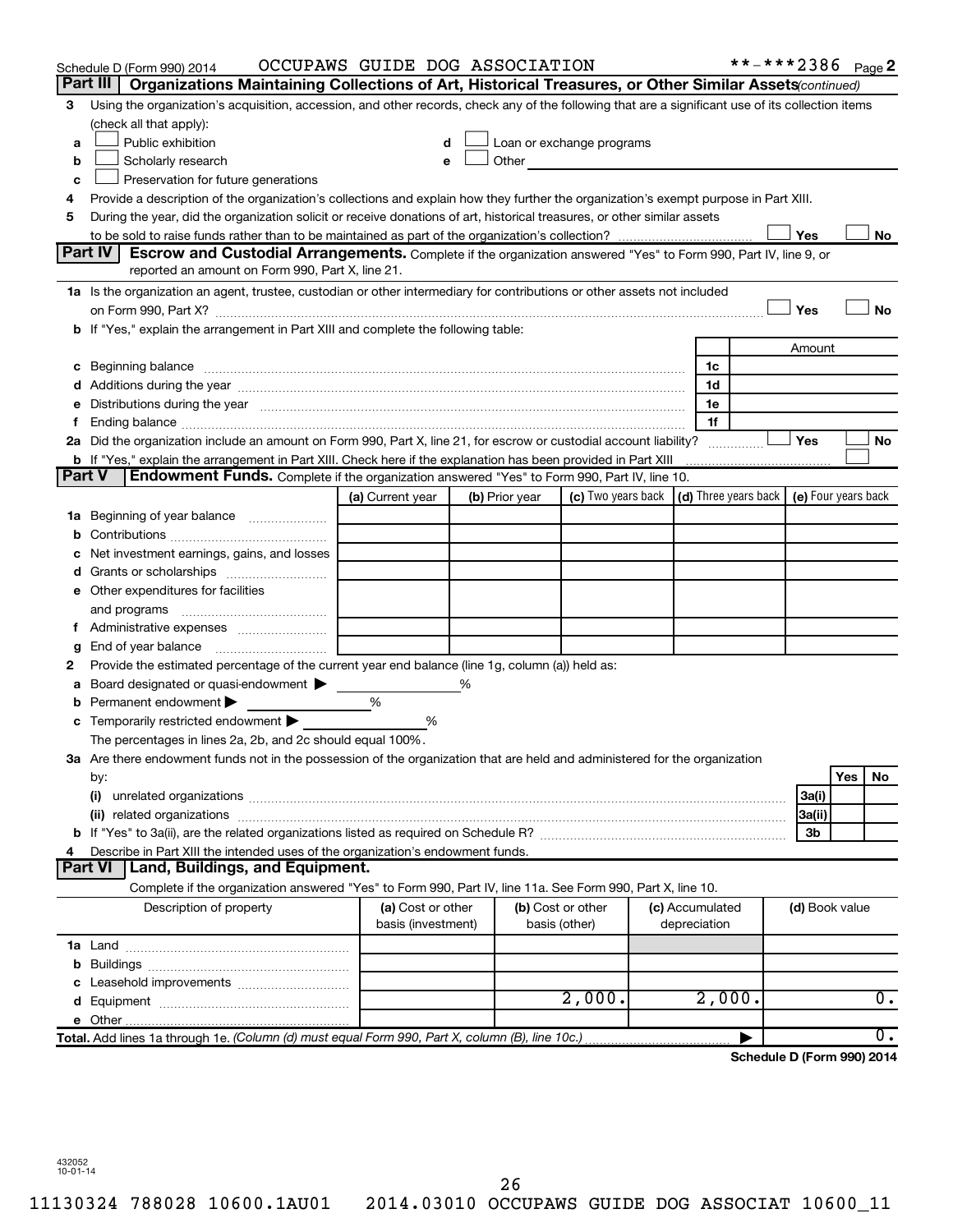Schedule D (Form 990) 2014 OCCUPAWS GUIDE DOG ASSOCIATION **-***2386 Page 2

## Part III Organizations Maintaining Collections of Art, Historical Treasures, or Other Similar Assets *(continued)*

**3** Using the organization's acquisition, accession, and other records, check any of the following that are a significant use of its collection items (check all that apply):

- **a** ☐ Public exhibition
- **b** ☐ Scholarly research
- **c** ☐ Preservation for future generations
- **d** ☐ Loan or exchange programs
- **e** ☐ Other

**4** Provide a description of the organization's collections and explain how they further the organization's exempt purpose in Part XIII.

**5** During the year, did the organization solicit or receive donations of art, historical treasures, or other similar assets to be sold to raise funds rather than to be maintained as part of the organization's collection? ☐ Yes ☐ No

## Part IV Escrow and Custodial Arrangements.

Complete if the organization answered "Yes" to Form 990, Part IV, line 9, or reported an amount on Form 990, Part X, line 21.

**1a** Is the organization an agent, trustee, custodian or other intermediary for contributions or other assets not included on Form 990, Part X? ☐ Yes ☐ No

**b** If "Yes," explain the arrangement in Part XIII and complete the following table:

| | | Amount |
|---|---|---|
| **c** Beginning balance | 1c | |
| **d** Additions during the year | 1d | |
| **e** Distributions during the year | 1e | |
| **f** Ending balance | 1f | |

**2a** Did the organization include an amount on Form 990, Part X, line 21, for escrow or custodial account liability? ☐ Yes ☐ No

**b** If "Yes," explain the arrangement in Part XIII. Check here if the explanation has been provided in Part XIII ☐

## Part V Endowment Funds.

Complete if the organization answered "Yes" to Form 990, Part IV, line 10.

| | (a) Current year | (b) Prior year | (c) Two years back | (d) Three years back | (e) Four years back |
|---|---|---|---|---|---|
| **1a** Beginning of year balance | | | | | |
| **b** Contributions | | | | | |
| **c** Net investment earnings, gains, and losses | | | | | |
| **d** Grants or scholarships | | | | | |
| **e** Other expenditures for facilities and programs | | | | | |
| **f** Administrative expenses | | | | | |
| **g** End of year balance | | | | | |

**2** Provide the estimated percentage of the current year end balance (line 1g, column (a)) held as:

- **a** Board designated or quasi-endowment ▶ %
- **b** Permanent endowment ▶ %
- **c** Temporarily restricted endowment ▶ %

The percentages in lines 2a, 2b, and 2c should equal 100%.

**3a** Are there endowment funds not in the possession of the organization that are held and administered for the organization by:

| | | Yes | No |
|---|---|---|---|
| **(i)** unrelated organizations | 3a(i) | | |
| **(ii)** related organizations | 3a(ii) | | |
| **b** If "Yes" to 3a(ii), are the related organizations listed as required on Schedule R? | 3b | | |

**4** Describe in Part XIII the intended uses of the organization's endowment funds.

## Part VI Land, Buildings, and Equipment.

Complete if the organization answered "Yes" to Form 990, Part IV, line 11a. See Form 990, Part X, line 10.

| Description of property | (a) Cost or other basis (investment) | (b) Cost or other basis (other) | (c) Accumulated depreciation | (d) Book value |
|---|---|---|---|---|
| **1a** Land | | | | |
| **b** Buildings | | | | |
| **c** Leasehold improvements | | | | |
| **d** Equipment | | 2,000. | 2,000. | 0. |
| **e** Other | | | | |
| **Total.** Add lines 1a through 1e. *(Column (d) must equal Form 990, Part X, column (B), line 10c.)* | | | ▶ | 0. |

**Schedule D (Form 990) 2014**

432052 10-01-14

11130324 788028 10600.1AU01 2014.03010 OCCUPAWS GUIDE DOG ASSOCIAT 10600_11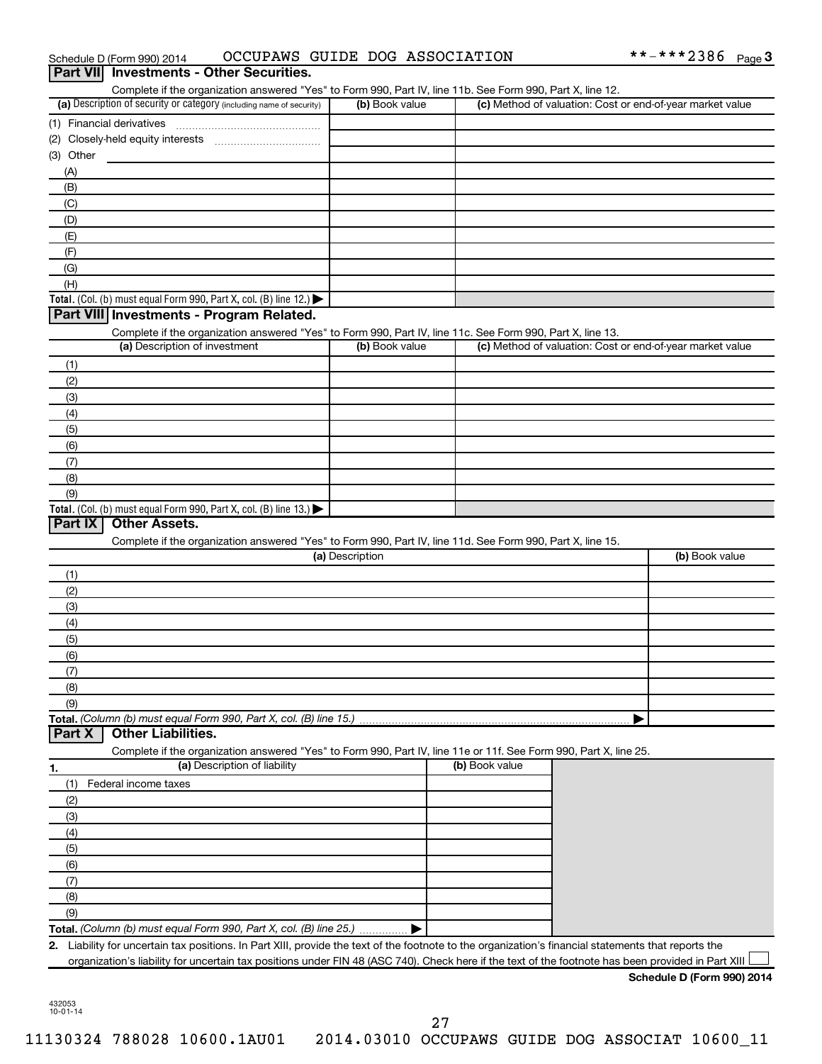Schedule D (Form 990) 2014 OCCUPAWS GUIDE DOG ASSOCIATION **-***2386 Page 3

## Part VII Investments - Other Securities.

Complete if the organization answered "Yes" to Form 990, Part IV, line 11b. See Form 990, Part X, line 12.

| (a) Description of security or category (including name of security) | (b) Book value | (c) Method of valuation: Cost or end-of-year market value |
|---|---|---|
| (1) Financial derivatives | | |
| (2) Closely-held equity interests | | |
| (3) Other | | |
| (A) | | |
| (B) | | |
| (C) | | |
| (D) | | |
| (E) | | |
| (F) | | |
| (G) | | |
| (H) | | |
| **Total.** (Col. (b) must equal Form 990, Part X, col. (B) line 12.) ▶ | | |

## Part VIII Investments - Program Related.

Complete if the organization answered "Yes" to Form 990, Part IV, line 11c. See Form 990, Part X, line 13.

| (a) Description of investment | (b) Book value | (c) Method of valuation: Cost or end-of-year market value |
|---|---|---|
| (1) | | |
| (2) | | |
| (3) | | |
| (4) | | |
| (5) | | |
| (6) | | |
| (7) | | |
| (8) | | |
| (9) | | |
| **Total.** (Col. (b) must equal Form 990, Part X, col. (B) line 13.) ▶ | | |

## Part IX Other Assets.

Complete if the organization answered "Yes" to Form 990, Part IV, line 11d. See Form 990, Part X, line 15.

| (a) Description | (b) Book value |
|---|---|
| (1) | |
| (2) | |
| (3) | |
| (4) | |
| (5) | |
| (6) | |
| (7) | |
| (8) | |
| (9) | |
| **Total.** *(Column (b) must equal Form 990, Part X, col. (B) line 15.)* ▶ | |

## Part X Other Liabilities.

Complete if the organization answered "Yes" to Form 990, Part IV, line 11e or 11f. See Form 990, Part X, line 25.

| 1. (a) Description of liability | (b) Book value |
|---|---|
| (1) Federal income taxes | |
| (2) | |
| (3) | |
| (4) | |
| (5) | |
| (6) | |
| (7) | |
| (8) | |
| (9) | |
| **Total.** *(Column (b) must equal Form 990, Part X, col. (B) line 25.)* ▶ | |

2. Liability for uncertain tax positions. In Part XIII, provide the text of the footnote to the organization's financial statements that reports the organization's liability for uncertain tax positions under FIN 48 (ASC 740). Check here if the text of the footnote has been provided in Part XIII ☐

**Schedule D (Form 990) 2014**

432053 10-01-14

11130324 788028 10600.1AU01 2014.03010 OCCUPAWS GUIDE DOG ASSOCIAT 10600_11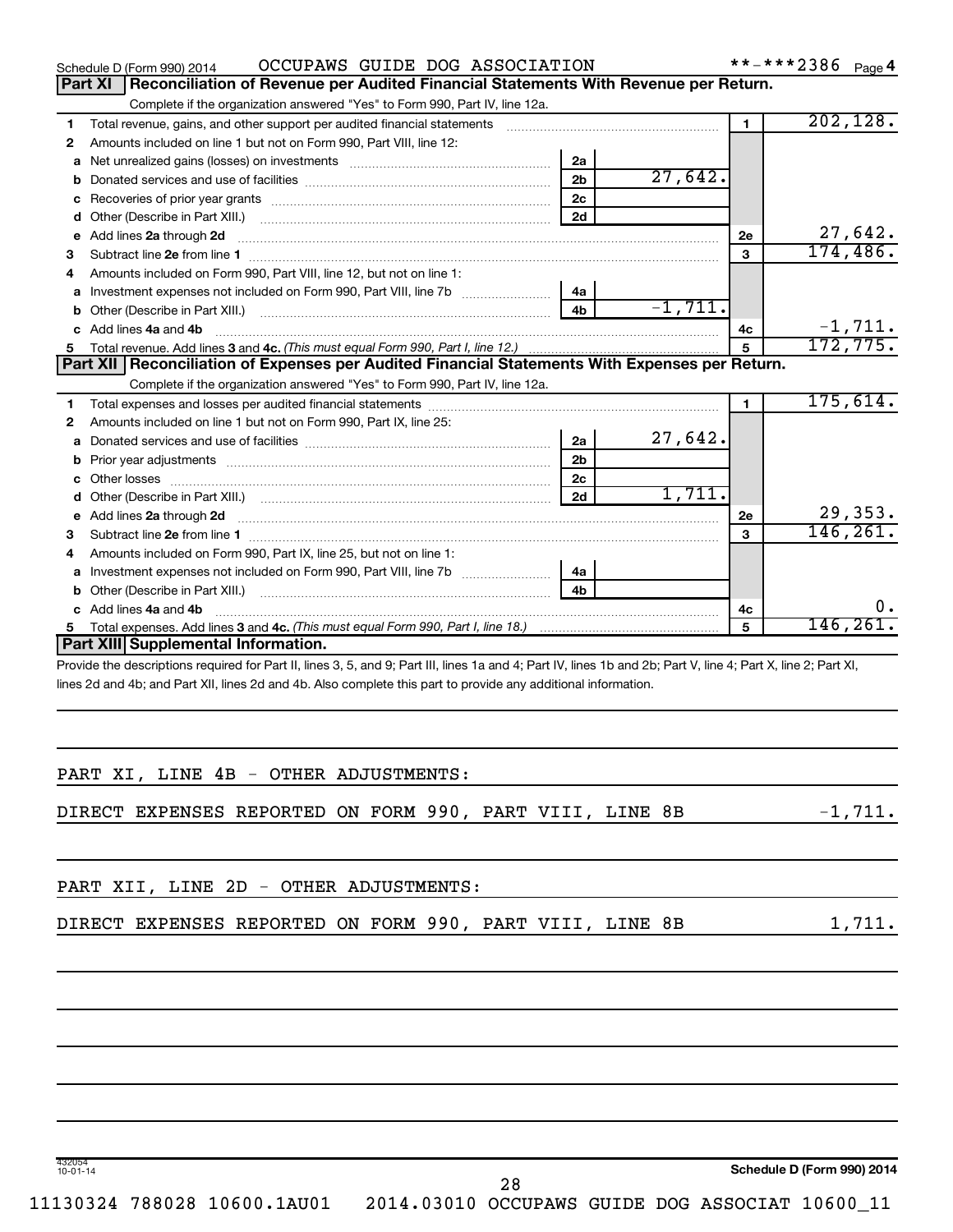Schedule D (Form 990) 2014 OCCUPAWS GUIDE DOG ASSOCIATION **-***2386 Page 4

## Part XI Reconciliation of Revenue per Audited Financial Statements With Revenue per Return.

Complete if the organization answered "Yes" to Form 990, Part IV, line 12a.

| | | | | | |
|---|---|---|---|---|---|
| 1 | Total revenue, gains, and other support per audited financial statements | | | 1 | 202,128. |
| 2 | Amounts included on line 1 but not on Form 990, Part VIII, line 12: | | | | |
| a | Net unrealized gains (losses) on investments | 2a | | | |
| b | Donated services and use of facilities | 2b | 27,642. | | |
| c | Recoveries of prior year grants | 2c | | | |
| d | Other (Describe in Part XIII.) | 2d | | | |
| e | Add lines 2a through 2d | | | 2e | 27,642. |
| 3 | Subtract line 2e from line 1 | | | 3 | 174,486. |
| 4 | Amounts included on Form 990, Part VIII, line 12, but not on line 1: | | | | |
| a | Investment expenses not included on Form 990, Part VIII, line 7b | 4a | | | |
| b | Other (Describe in Part XIII.) | 4b | -1,711. | | |
| c | Add lines 4a and 4b | | | 4c | -1,711. |
| 5 | Total revenue. Add lines 3 and 4c. *(This must equal Form 990, Part I, line 12.)* | | | 5 | 172,775. |

## Part XII Reconciliation of Expenses per Audited Financial Statements With Expenses per Return.

Complete if the organization answered "Yes" to Form 990, Part IV, line 12a.

| | | | | | |
|---|---|---|---|---|---|
| 1 | Total expenses and losses per audited financial statements | | | 1 | 175,614. |
| 2 | Amounts included on line 1 but not on Form 990, Part IX, line 25: | | | | |
| a | Donated services and use of facilities | 2a | 27,642. | | |
| b | Prior year adjustments | 2b | | | |
| c | Other losses | 2c | | | |
| d | Other (Describe in Part XIII.) | 2d | 1,711. | | |
| e | Add lines 2a through 2d | | | 2e | 29,353. |
| 3 | Subtract line 2e from line 1 | | | 3 | 146,261. |
| 4 | Amounts included on Form 990, Part IX, line 25, but not on line 1: | | | | |
| a | Investment expenses not included on Form 990, Part VIII, line 7b | 4a | | | |
| b | Other (Describe in Part XIII.) | 4b | | | |
| c | Add lines 4a and 4b | | | 4c | 0. |
| 5 | Total expenses. Add lines 3 and 4c. *(This must equal Form 990, Part I, line 18.)* | | | 5 | 146,261. |

## Part XIII Supplemental Information.

Provide the descriptions required for Part II, lines 3, 5, and 9; Part III, lines 1a and 4; Part IV, lines 1b and 2b; Part V, line 4; Part X, line 2; Part XI, lines 2d and 4b; and Part XII, lines 2d and 4b. Also complete this part to provide any additional information.

PART XI, LINE 4B - OTHER ADJUSTMENTS:

DIRECT EXPENSES REPORTED ON FORM 990, PART VIII, LINE 8B -1,711.

PART XII, LINE 2D - OTHER ADJUSTMENTS:

DIRECT EXPENSES REPORTED ON FORM 990, PART VIII, LINE 8B 1,711.

432054 10-01-14

Schedule D (Form 990) 2014

11130324 788028 10600.1AU01 2014.03010 OCCUPAWS GUIDE DOG ASSOCIAT 10600_11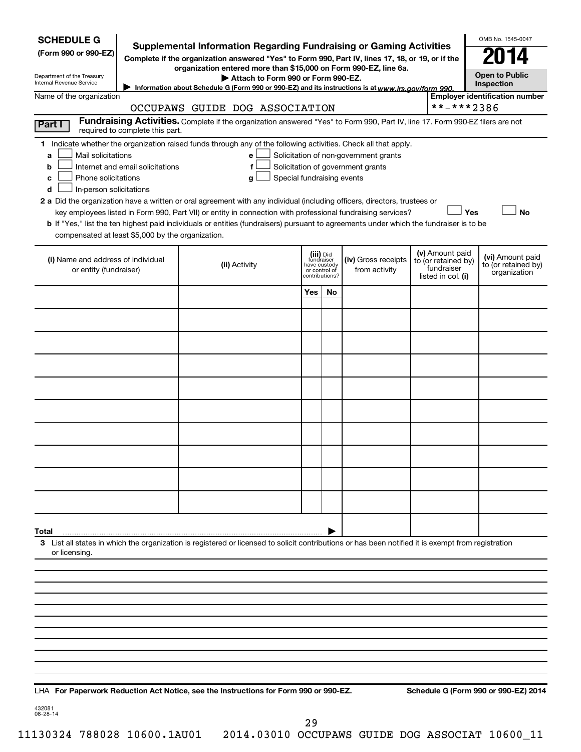**SCHEDULE G**
**(Form 990 or 990-EZ)**

Department of the Treasury
Internal Revenue Service

# Supplemental Information Regarding Fundraising or Gaming Activities

**Complete if the organization answered "Yes" to Form 990, Part IV, lines 17, 18, or 19, or if the organization entered more than $15,000 on Form 990-EZ, line 6a.**

**▶ Attach to Form 990 or Form 990-EZ.**

**▶ Information about Schedule G (Form 990 or 990-EZ) and its instructions is at** *www.irs.gov/form 990.*

OMB No. 1545-0047

**2014**

**Open to Public Inspection**

Name of the organization: OCCUPAWS GUIDE DOG ASSOCIATION

**Employer identification number:** **-***2386

**Part I** **Fundraising Activities.** Complete if the organization answered "Yes" to Form 990, Part IV, line 17. Form 990-EZ filers are not required to complete this part.

**1** Indicate whether the organization raised funds through any of the following activities. Check all that apply.

- **a** ☐ Mail solicitations
- **b** ☐ Internet and email solicitations
- **c** ☐ Phone solicitations
- **d** ☐ In-person solicitations
- **e** ☐ Solicitation of non-government grants
- **f** ☐ Solicitation of government grants
- **g** ☐ Special fundraising events

**2 a** Did the organization have a written or oral agreement with any individual (including officers, directors, trustees or key employees listed in Form 990, Part VII) or entity in connection with professional fundraising services? ☐ **Yes** ☐ **No**

**b** If "Yes," list the ten highest paid individuals or entities (fundraisers) pursuant to agreements under which the fundraiser is to be compensated at least $5,000 by the organization.

| (i) Name and address of individual or entity (fundraiser) | (ii) Activity | (iii) Did fundraiser have custody or control of contributions? | | (iv) Gross receipts from activity | (v) Amount paid to (or retained by) fundraiser listed in col. (i) | (vi) Amount paid to (or retained by) organization |
|---|---|---|---|---|---|---|
| | | Yes | No | | | |
| | | | | | | |
| | | | | | | |
| | | | | | | |
| | | | | | | |
| | | | | | | |
| | | | | | | |
| | | | | | | |
| | | | | | | |
| | | | | | | |
| | | | | | | |
| **Total** ▶ | | | | | | |

**3** List all states in which the organization is registered or licensed to solicit contributions or has been notified it is exempt from registration or licensing.

LHA **For Paperwork Reduction Act Notice, see the Instructions for Form 990 or 990-EZ.** **Schedule G (Form 990 or 990-EZ) 2014**

432081
08-28-14

11130324 788028 10600.1AU01 2014.03010 OCCUPAWS GUIDE DOG ASSOCIAT 10600_11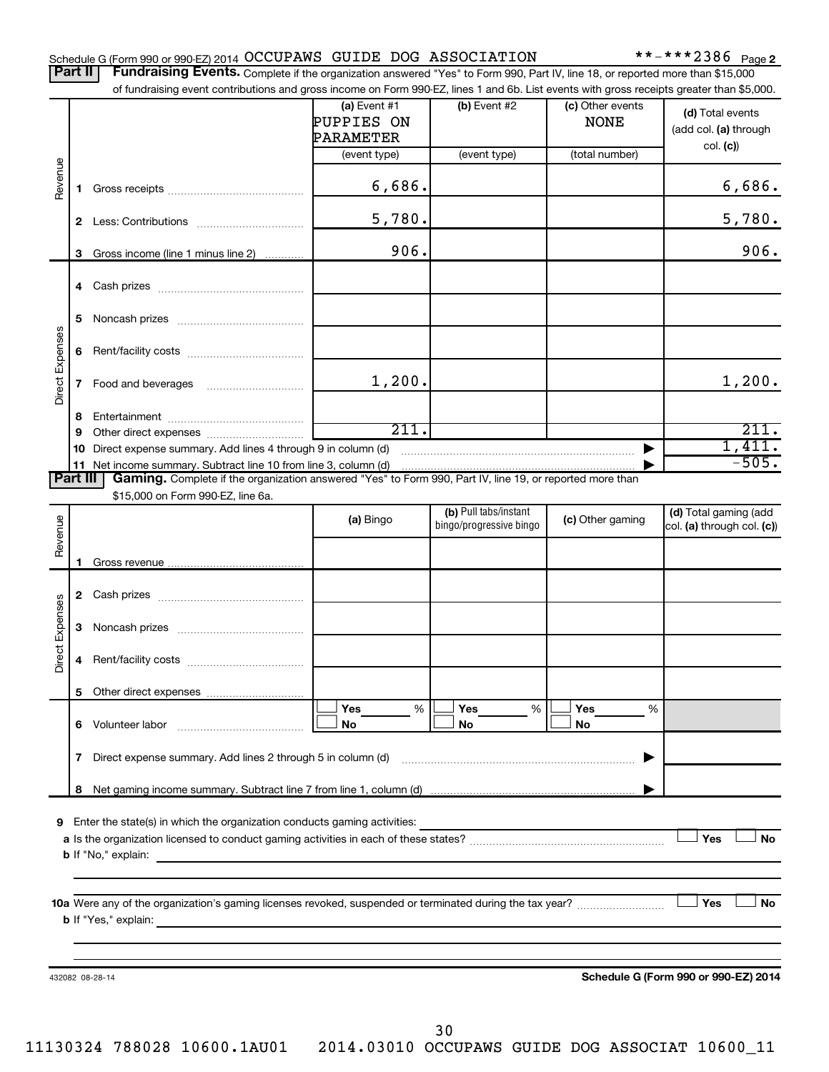Schedule G (Form 990 or 990-EZ) 2014 OCCUPAWS GUIDE DOG ASSOCIATION **-***2386 Page 2

**Part II** **Fundraising Events.** Complete if the organization answered "Yes" to Form 990, Part IV, line 18, or reported more than $15,000 of fundraising event contributions and gross income on Form 990-EZ, lines 1 and 6b. List events with gross receipts greater than $5,000.

| | | (a) Event #1 PUPPIES ON PARAMETER (event type) | (b) Event #2 (event type) | (c) Other events NONE (total number) | (d) Total events (add col. (a) through col. (c)) |
|---|---|---|---|---|---|
| Revenue | 1 Gross receipts | 6,686. | | | 6,686. |
| | 2 Less: Contributions | 5,780. | | | 5,780. |
| | 3 Gross income (line 1 minus line 2) | 906. | | | 906. |
| Direct Expenses | 4 Cash prizes | | | | |
| | 5 Noncash prizes | | | | |
| | 6 Rent/facility costs | | | | |
| | 7 Food and beverages | 1,200. | | | 1,200. |
| | 8 Entertainment | | | | |
| | 9 Other direct expenses | 211. | | | 211. |
| | 10 Direct expense summary. Add lines 4 through 9 in column (d) | | | ▶ | 1,411. |
| | 11 Net income summary. Subtract line 10 from line 3, column (d) | | | ▶ | -505. |

**Part III** **Gaming.** Complete if the organization answered "Yes" to Form 990, Part IV, line 19, or reported more than $15,000 on Form 990-EZ, line 6a.

| | | (a) Bingo | (b) Pull tabs/instant bingo/progressive bingo | (c) Other gaming | (d) Total gaming (add col. (a) through col. (c)) |
|---|---|---|---|---|---|
| Revenue | 1 Gross revenue | | | | |
| Direct Expenses | 2 Cash prizes | | | | |
| | 3 Noncash prizes | | | | |
| | 4 Rent/facility costs | | | | |
| | 5 Other direct expenses | | | | |
| | 6 Volunteer labor | ☐ Yes ___ % ☐ No | ☐ Yes ___ % ☐ No | ☐ Yes ___ % ☐ No | |
| | 7 Direct expense summary. Add lines 2 through 5 in column (d) | | | ▶ | |
| | 8 Net gaming income summary. Subtract line 7 from line 1, column (d) | | | ▶ | |

9 Enter the state(s) in which the organization conducts gaming activities:

a Is the organization licensed to conduct gaming activities in each of these states? ☐ Yes ☐ No

b If "No," explain:

10a Were any of the organization's gaming licenses revoked, suspended or terminated during the tax year? ☐ Yes ☐ No

b If "Yes," explain:

432082 08-28-14 **Schedule G (Form 990 or 990-EZ) 2014**

11130324 788028 10600.1AU01 2014.03010 OCCUPAWS GUIDE DOG ASSOCIAT 10600_11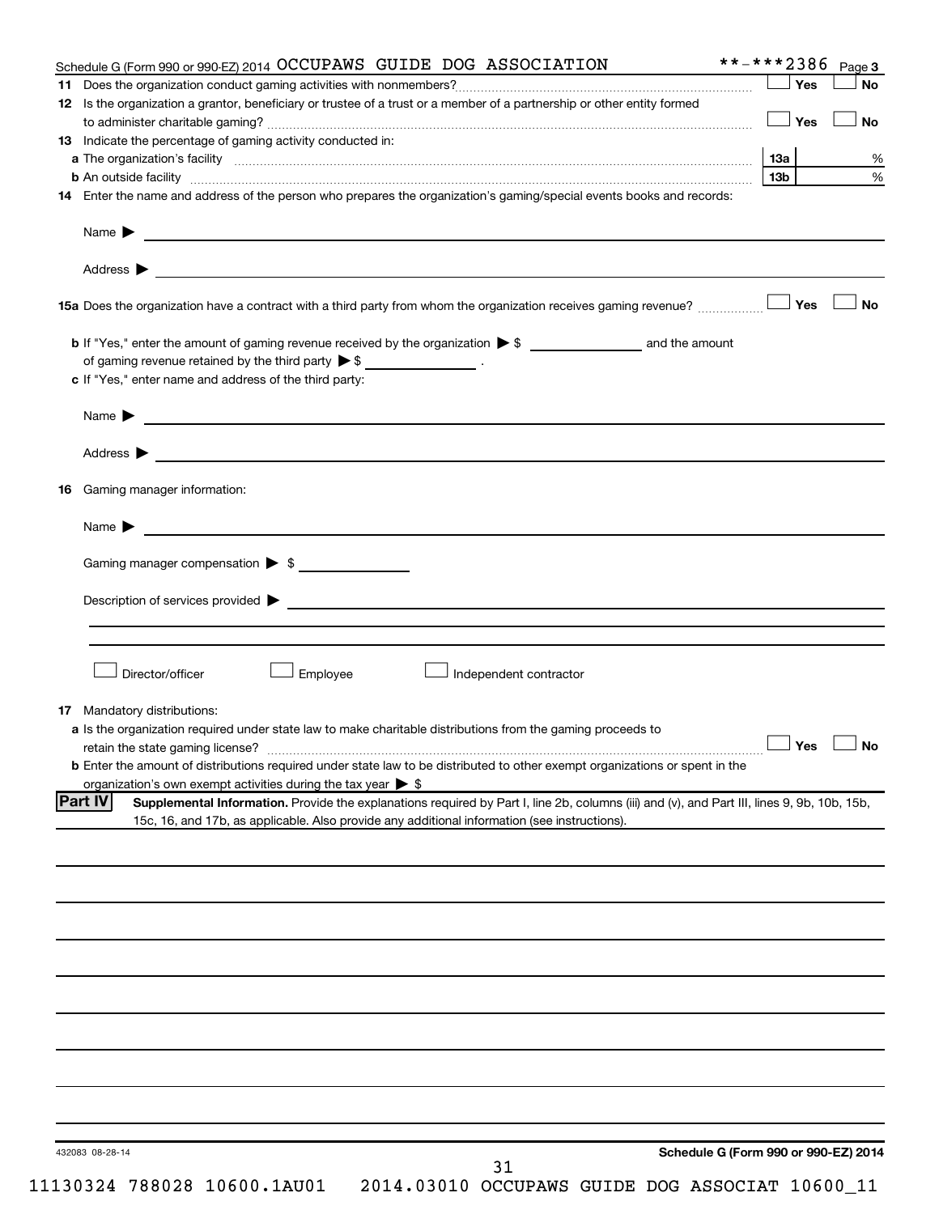Schedule G (Form 990 or 990-EZ) 2014 OCCUPAWS GUIDE DOG ASSOCIATION **-***2386 Page 3

**11** Does the organization conduct gaming activities with nonmembers? ☐ Yes ☐ No

**12** Is the organization a grantor, beneficiary or trustee of a trust or a member of a partnership or other entity formed to administer charitable gaming? ☐ Yes ☐ No

**13** Indicate the percentage of gaming activity conducted in:

**a** The organization's facility **13a** %

**b** An outside facility **13b** %

**14** Enter the name and address of the person who prepares the organization's gaming/special events books and records:

Name ▶

Address ▶

**15a** Does the organization have a contract with a third party from whom the organization receives gaming revenue? ☐ Yes ☐ No

**b** If "Yes," enter the amount of gaming revenue received by the organization ▶ $ ____________ and the amount of gaming revenue retained by the third party ▶ $ ____________ .

**c** If "Yes," enter name and address of the third party:

Name ▶

Address ▶

**16** Gaming manager information:

Name ▶

Gaming manager compensation ▶ $ ____________

Description of services provided ▶

☐ Director/officer ☐ Employee ☐ Independent contractor

**17** Mandatory distributions:

**a** Is the organization required under state law to make charitable distributions from the gaming proceeds to retain the state gaming license? ☐ Yes ☐ No

**b** Enter the amount of distributions required under state law to be distributed to other exempt organizations or spent in the organization's own exempt activities during the tax year ▶ $

**Part IV** **Supplemental Information.** Provide the explanations required by Part I, line 2b, columns (iii) and (v), and Part III, lines 9, 9b, 10b, 15b, 15c, 16, and 17b, as applicable. Also provide any additional information (see instructions).

432083 08-28-14 **Schedule G (Form 990 or 990-EZ) 2014**

11130324 788028 10600.1AU01 2014.03010 OCCUPAWS GUIDE DOG ASSOCIAT 10600_11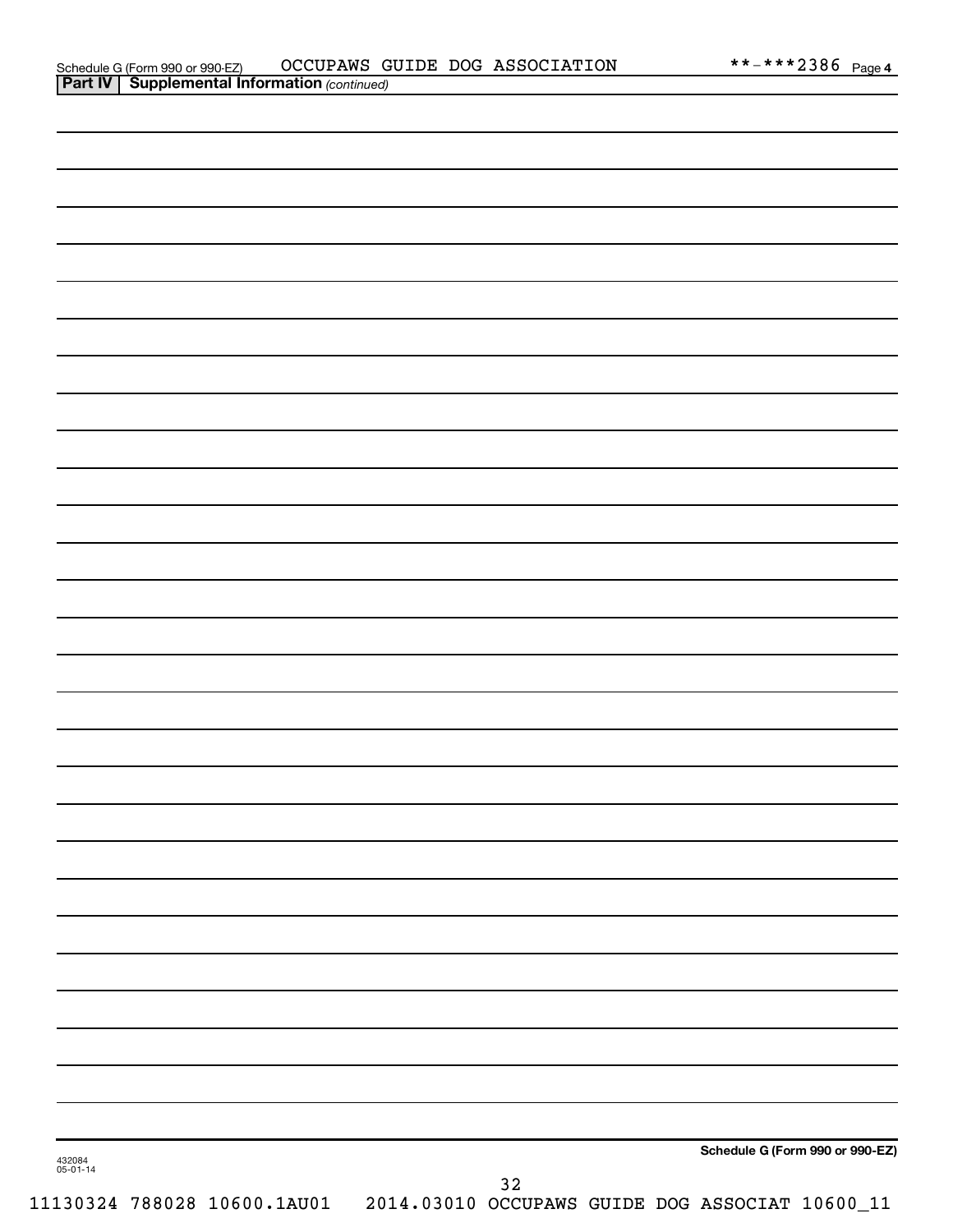Schedule G (Form 990 or 990-EZ) OCCUPAWS GUIDE DOG ASSOCIATION **-***2386 Page 4

**Part IV | Supplemental Information** *(continued)*

**Schedule G (Form 990 or 990-EZ)**

432084
05-01-14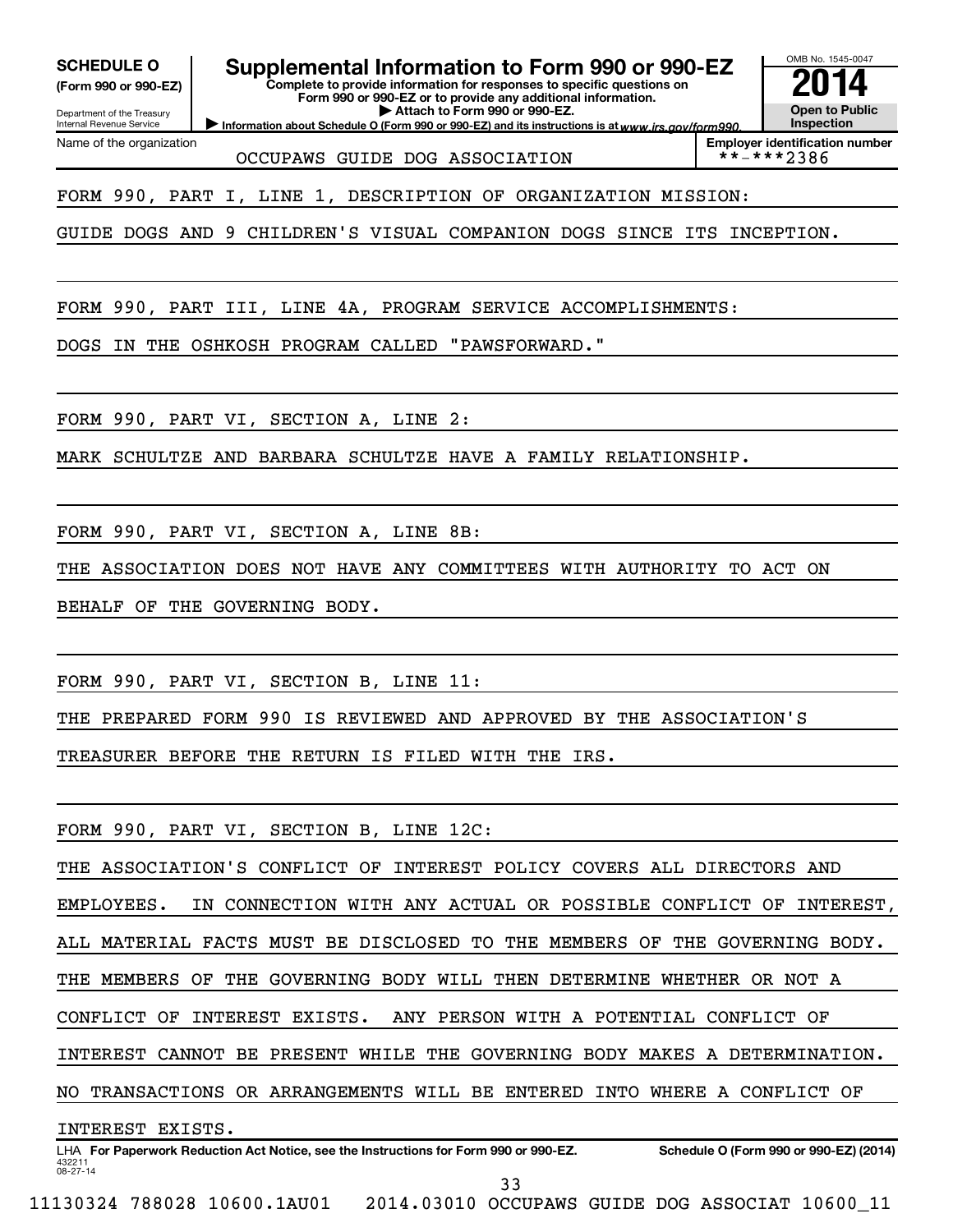**SCHEDULE O**
**(Form 990 or 990-EZ)**

Department of the Treasury
Internal Revenue Service

# Supplemental Information to Form 990 or 990-EZ

**Complete to provide information for responses to specific questions on Form 990 or 990-EZ or to provide any additional information.**
**▶ Attach to Form 990 or 990-EZ.**
**▶ Information about Schedule O (Form 990 or 990-EZ) and its instructions is at** *www.irs.gov/form990.*

OMB No. 1545-0047

**2014**

**Open to Public Inspection**

Name of the organization: OCCUPAWS GUIDE DOG ASSOCIATION

**Employer identification number:** **-***2386

FORM 990, PART I, LINE 1, DESCRIPTION OF ORGANIZATION MISSION:

GUIDE DOGS AND 9 CHILDREN'S VISUAL COMPANION DOGS SINCE ITS INCEPTION.

FORM 990, PART III, LINE 4A, PROGRAM SERVICE ACCOMPLISHMENTS:

DOGS IN THE OSHKOSH PROGRAM CALLED "PAWSFORWARD."

FORM 990, PART VI, SECTION A, LINE 2:

MARK SCHULTZE AND BARBARA SCHULTZE HAVE A FAMILY RELATIONSHIP.

FORM 990, PART VI, SECTION A, LINE 8B:

THE ASSOCIATION DOES NOT HAVE ANY COMMITTEES WITH AUTHORITY TO ACT ON BEHALF OF THE GOVERNING BODY.

FORM 990, PART VI, SECTION B, LINE 11:

THE PREPARED FORM 990 IS REVIEWED AND APPROVED BY THE ASSOCIATION'S TREASURER BEFORE THE RETURN IS FILED WITH THE IRS.

FORM 990, PART VI, SECTION B, LINE 12C:

THE ASSOCIATION'S CONFLICT OF INTEREST POLICY COVERS ALL DIRECTORS AND EMPLOYEES. IN CONNECTION WITH ANY ACTUAL OR POSSIBLE CONFLICT OF INTEREST, ALL MATERIAL FACTS MUST BE DISCLOSED TO THE MEMBERS OF THE GOVERNING BODY. THE MEMBERS OF THE GOVERNING BODY WILL THEN DETERMINE WHETHER OR NOT A CONFLICT OF INTEREST EXISTS. ANY PERSON WITH A POTENTIAL CONFLICT OF INTEREST CANNOT BE PRESENT WHILE THE GOVERNING BODY MAKES A DETERMINATION. NO TRANSACTIONS OR ARRANGEMENTS WILL BE ENTERED INTO WHERE A CONFLICT OF INTEREST EXISTS.

LHA **For Paperwork Reduction Act Notice, see the Instructions for Form 990 or 990-EZ.** **Schedule O (Form 990 or 990-EZ) (2014)**

432211
08-27-14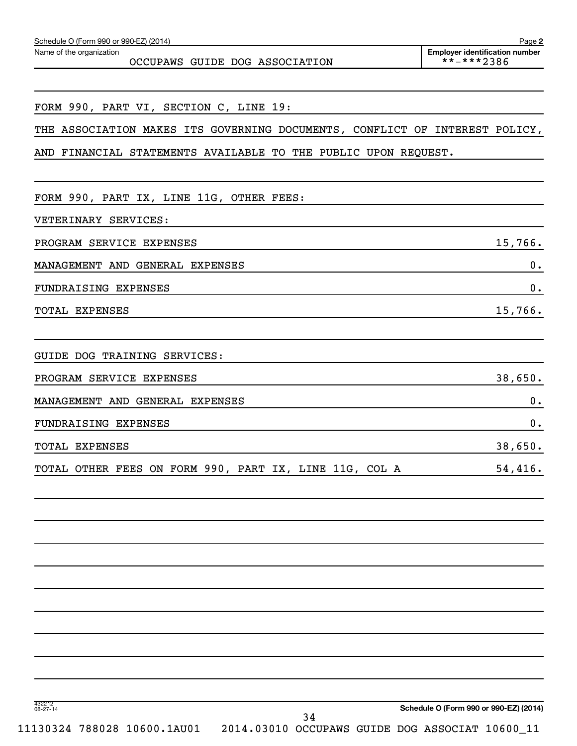Schedule O (Form 990 or 990-EZ) (2014) Page **2**

Name of the organization: OCCUPAWS GUIDE DOG ASSOCIATION

**Employer identification number** **-***2386

FORM 990, PART VI, SECTION C, LINE 19:

THE ASSOCIATION MAKES ITS GOVERNING DOCUMENTS, CONFLICT OF INTEREST POLICY, AND FINANCIAL STATEMENTS AVAILABLE TO THE PUBLIC UPON REQUEST.

FORM 990, PART IX, LINE 11G, OTHER FEES:

| | |
|---|---|
| VETERINARY SERVICES: | |
| PROGRAM SERVICE EXPENSES | 15,766. |
| MANAGEMENT AND GENERAL EXPENSES | 0. |
| FUNDRAISING EXPENSES | 0. |
| TOTAL EXPENSES | 15,766. |
| | |
| GUIDE DOG TRAINING SERVICES: | |
| PROGRAM SERVICE EXPENSES | 38,650. |
| MANAGEMENT AND GENERAL EXPENSES | 0. |
| FUNDRAISING EXPENSES | 0. |
| TOTAL EXPENSES | 38,650. |
| TOTAL OTHER FEES ON FORM 990, PART IX, LINE 11G, COL A | 54,416. |

432212 08-27-14

**Schedule O (Form 990 or 990-EZ) (2014)**

11130324 788028 10600.1AU01 2014.03010 OCCUPAWS GUIDE DOG ASSOCIAT 10600_11